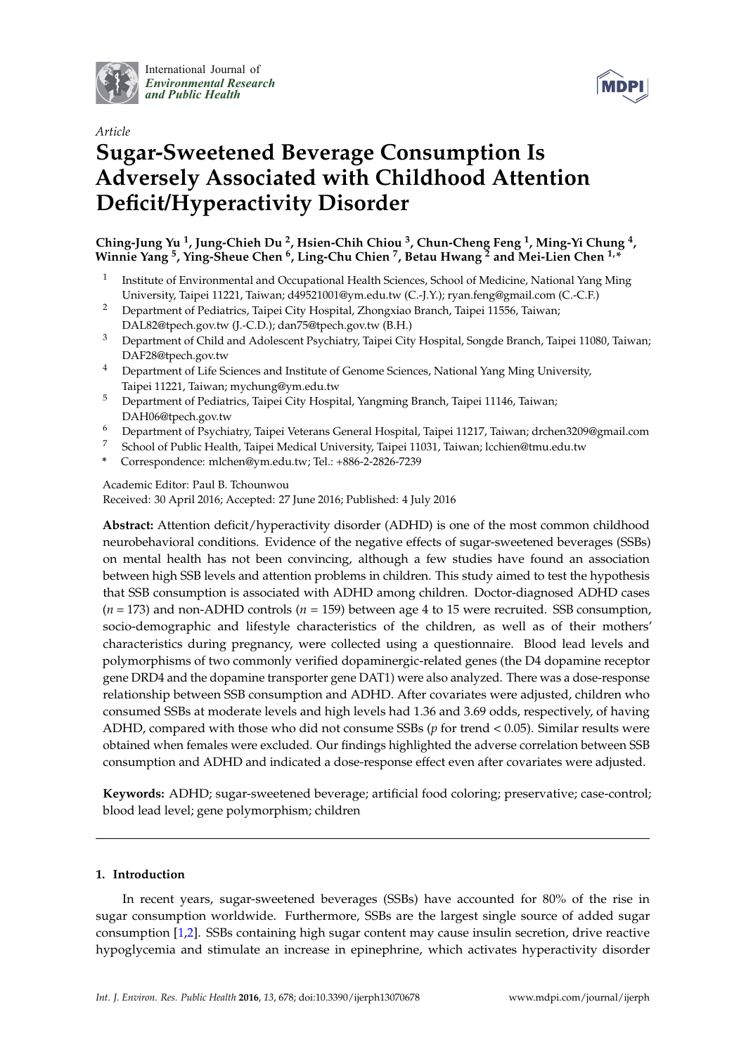International Journal of *Environmental Research and Public Health*

*Article*

# Sugar-Sweetened Beverage Consumption Is Adversely Associated with Childhood Attention Deficit/Hyperactivity Disorder

**Ching-Jung Yu [1], Jung-Chieh Du [2], Hsien-Chih Chiou [3], Chun-Cheng Feng [1], Ming-Yi Chung [4], Winnie Yang [5], Ying-Sheue Chen [6], Ling-Chu Chien [7], Betau Hwang [2] and Mei-Lien Chen [1,*]**

1. Institute of Environmental and Occupational Health Sciences, School of Medicine, National Yang Ming University, Taipei 11221, Taiwan; d49521001@ym.edu.tw (C.-J.Y.); ryan.feng@gmail.com (C.-C.F.)
2. Department of Pediatrics, Taipei City Hospital, Zhongxiao Branch, Taipei 11556, Taiwan; DAL82@tpech.gov.tw (J.-C.D.); dan75@tpech.gov.tw (B.H.)
3. Department of Child and Adolescent Psychiatry, Taipei City Hospital, Songde Branch, Taipei 11080, Taiwan; DAF28@tpech.gov.tw
4. Department of Life Sciences and Institute of Genome Sciences, National Yang Ming University, Taipei 11221, Taiwan; mychung@ym.edu.tw
5. Department of Pediatrics, Taipei City Hospital, Yangming Branch, Taipei 11146, Taiwan; DAH06@tpech.gov.tw
6. Department of Psychiatry, Taipei Veterans General Hospital, Taipei 11217, Taiwan; drchen3209@gmail.com
7. School of Public Health, Taipei Medical University, Taipei 11031, Taiwan; lcchien@tmu.edu.tw

\* Correspondence: mlchen@ym.edu.tw; Tel.: +886-2-2826-7239

Academic Editor: Paul B. Tchounwou

Received: 30 April 2016; Accepted: 27 June 2016; Published: 4 July 2016

**Abstract:** Attention deficit/hyperactivity disorder (ADHD) is one of the most common childhood neurobehavioral conditions. Evidence of the negative effects of sugar-sweetened beverages (SSBs) on mental health has not been convincing, although a few studies have found an association between high SSB levels and attention problems in children. This study aimed to test the hypothesis that SSB consumption is associated with ADHD among children. Doctor-diagnosed ADHD cases ($n$ = 173) and non-ADHD controls ($n$ = 159) between age 4 to 15 were recruited. SSB consumption, socio-demographic and lifestyle characteristics of the children, as well as of their mothers' characteristics during pregnancy, were collected using a questionnaire. Blood lead levels and polymorphisms of two commonly verified dopaminergic-related genes (the D4 dopamine receptor gene DRD4 and the dopamine transporter gene DAT1) were also analyzed. There was a dose-response relationship between SSB consumption and ADHD. After covariates were adjusted, children who consumed SSBs at moderate levels and high levels had 1.36 and 3.69 odds, respectively, of having ADHD, compared with those who did not consume SSBs ($p$ for trend < 0.05). Similar results were obtained when females were excluded. Our findings highlighted the adverse correlation between SSB consumption and ADHD and indicated a dose-response effect even after covariates were adjusted.

**Keywords:** ADHD; sugar-sweetened beverage; artificial food coloring; preservative; case-control; blood lead level; gene polymorphism; children

## 1. Introduction

In recent years, sugar-sweetened beverages (SSBs) have accounted for 80% of the rise in sugar consumption worldwide. Furthermore, SSBs are the largest single source of added sugar consumption [1,2]. SSBs containing high sugar content may cause insulin secretion, drive reactive hypoglycemia and stimulate an increase in epinephrine, which activates hyperactivity disorder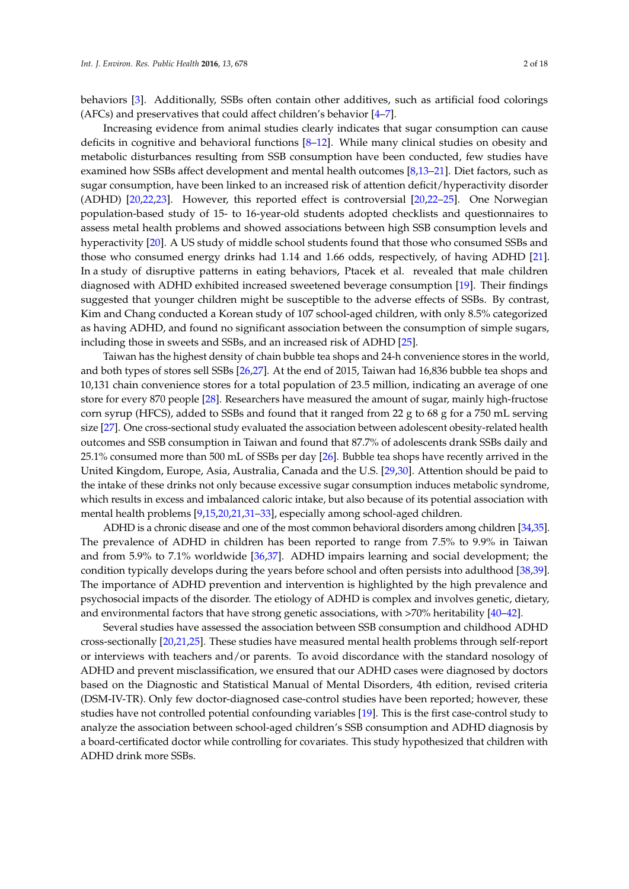behaviors [3]. Additionally, SSBs often contain other additives, such as artificial food colorings (AFCs) and preservatives that could affect children's behavior [4–7].

Increasing evidence from animal studies clearly indicates that sugar consumption can cause deficits in cognitive and behavioral functions [8–12]. While many clinical studies on obesity and metabolic disturbances resulting from SSB consumption have been conducted, few studies have examined how SSBs affect development and mental health outcomes [8,13–21]. Diet factors, such as sugar consumption, have been linked to an increased risk of attention deficit/hyperactivity disorder (ADHD) [20,22,23]. However, this reported effect is controversial [20,22–25]. One Norwegian population-based study of 15- to 16-year-old students adopted checklists and questionnaires to assess metal health problems and showed associations between high SSB consumption levels and hyperactivity [20]. A US study of middle school students found that those who consumed SSBs and those who consumed energy drinks had 1.14 and 1.66 odds, respectively, of having ADHD [21]. In a study of disruptive patterns in eating behaviors, Ptacek et al. revealed that male children diagnosed with ADHD exhibited increased sweetened beverage consumption [19]. Their findings suggested that younger children might be susceptible to the adverse effects of SSBs. By contrast, Kim and Chang conducted a Korean study of 107 school-aged children, with only 8.5% categorized as having ADHD, and found no significant association between the consumption of simple sugars, including those in sweets and SSBs, and an increased risk of ADHD [25].

Taiwan has the highest density of chain bubble tea shops and 24-h convenience stores in the world, and both types of stores sell SSBs [26,27]. At the end of 2015, Taiwan had 16,836 bubble tea shops and 10,131 chain convenience stores for a total population of 23.5 million, indicating an average of one store for every 870 people [28]. Researchers have measured the amount of sugar, mainly high-fructose corn syrup (HFCS), added to SSBs and found that it ranged from 22 g to 68 g for a 750 mL serving size [27]. One cross-sectional study evaluated the association between adolescent obesity-related health outcomes and SSB consumption in Taiwan and found that 87.7% of adolescents drank SSBs daily and 25.1% consumed more than 500 mL of SSBs per day [26]. Bubble tea shops have recently arrived in the United Kingdom, Europe, Asia, Australia, Canada and the U.S. [29,30]. Attention should be paid to the intake of these drinks not only because excessive sugar consumption induces metabolic syndrome, which results in excess and imbalanced caloric intake, but also because of its potential association with mental health problems [9,15,20,21,31–33], especially among school-aged children.

ADHD is a chronic disease and one of the most common behavioral disorders among children [34,35]. The prevalence of ADHD in children has been reported to range from 7.5% to 9.9% in Taiwan and from 5.9% to 7.1% worldwide [36,37]. ADHD impairs learning and social development; the condition typically develops during the years before school and often persists into adulthood [38,39]. The importance of ADHD prevention and intervention is highlighted by the high prevalence and psychosocial impacts of the disorder. The etiology of ADHD is complex and involves genetic, dietary, and environmental factors that have strong genetic associations, with >70% heritability [40–42].

Several studies have assessed the association between SSB consumption and childhood ADHD cross-sectionally [20,21,25]. These studies have measured mental health problems through self-report or interviews with teachers and/or parents. To avoid discordance with the standard nosology of ADHD and prevent misclassification, we ensured that our ADHD cases were diagnosed by doctors based on the Diagnostic and Statistical Manual of Mental Disorders, 4th edition, revised criteria (DSM-IV-TR). Only few doctor-diagnosed case-control studies have been reported; however, these studies have not controlled potential confounding variables [19]. This is the first case-control study to analyze the association between school-aged children's SSB consumption and ADHD diagnosis by a board-certificated doctor while controlling for covariates. This study hypothesized that children with ADHD drink more SSBs.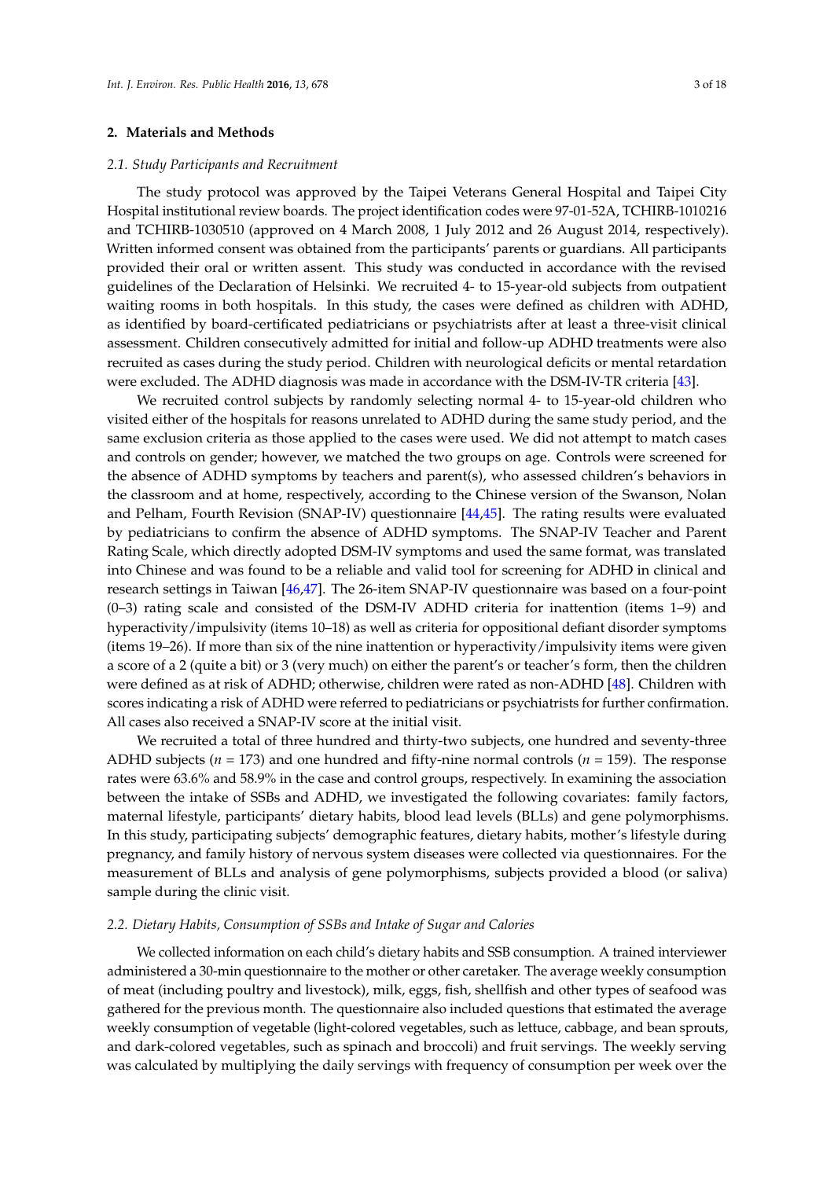## 2. Materials and Methods

### 2.1. Study Participants and Recruitment

The study protocol was approved by the Taipei Veterans General Hospital and Taipei City Hospital institutional review boards. The project identification codes were 97-01-52A, TCHIRB-1010216 and TCHIRB-1030510 (approved on 4 March 2008, 1 July 2012 and 26 August 2014, respectively). Written informed consent was obtained from the participants' parents or guardians. All participants provided their oral or written assent. This study was conducted in accordance with the revised guidelines of the Declaration of Helsinki. We recruited 4- to 15-year-old subjects from outpatient waiting rooms in both hospitals. In this study, the cases were defined as children with ADHD, as identified by board-certificated pediatricians or psychiatrists after at least a three-visit clinical assessment. Children consecutively admitted for initial and follow-up ADHD treatments were also recruited as cases during the study period. Children with neurological deficits or mental retardation were excluded. The ADHD diagnosis was made in accordance with the DSM-IV-TR criteria [43].

We recruited control subjects by randomly selecting normal 4- to 15-year-old children who visited either of the hospitals for reasons unrelated to ADHD during the same study period, and the same exclusion criteria as those applied to the cases were used. We did not attempt to match cases and controls on gender; however, we matched the two groups on age. Controls were screened for the absence of ADHD symptoms by teachers and parent(s), who assessed children's behaviors in the classroom and at home, respectively, according to the Chinese version of the Swanson, Nolan and Pelham, Fourth Revision (SNAP-IV) questionnaire [44,45]. The rating results were evaluated by pediatricians to confirm the absence of ADHD symptoms. The SNAP-IV Teacher and Parent Rating Scale, which directly adopted DSM-IV symptoms and used the same format, was translated into Chinese and was found to be a reliable and valid tool for screening for ADHD in clinical and research settings in Taiwan [46,47]. The 26-item SNAP-IV questionnaire was based on a four-point (0–3) rating scale and consisted of the DSM-IV ADHD criteria for inattention (items 1–9) and hyperactivity/impulsivity (items 10–18) as well as criteria for oppositional defiant disorder symptoms (items 19–26). If more than six of the nine inattention or hyperactivity/impulsivity items were given a score of a 2 (quite a bit) or 3 (very much) on either the parent's or teacher's form, then the children were defined as at risk of ADHD; otherwise, children were rated as non-ADHD [48]. Children with scores indicating a risk of ADHD were referred to pediatricians or psychiatrists for further confirmation. All cases also received a SNAP-IV score at the initial visit.

We recruited a total of three hundred and thirty-two subjects, one hundred and seventy-three ADHD subjects ($n$ = 173) and one hundred and fifty-nine normal controls ($n$ = 159). The response rates were 63.6% and 58.9% in the case and control groups, respectively. In examining the association between the intake of SSBs and ADHD, we investigated the following covariates: family factors, maternal lifestyle, participants' dietary habits, blood lead levels (BLLs) and gene polymorphisms. In this study, participating subjects' demographic features, dietary habits, mother's lifestyle during pregnancy, and family history of nervous system diseases were collected via questionnaires. For the measurement of BLLs and analysis of gene polymorphisms, subjects provided a blood (or saliva) sample during the clinic visit.

### 2.2. Dietary Habits, Consumption of SSBs and Intake of Sugar and Calories

We collected information on each child's dietary habits and SSB consumption. A trained interviewer administered a 30-min questionnaire to the mother or other caretaker. The average weekly consumption of meat (including poultry and livestock), milk, eggs, fish, shellfish and other types of seafood was gathered for the previous month. The questionnaire also included questions that estimated the average weekly consumption of vegetable (light-colored vegetables, such as lettuce, cabbage, and bean sprouts, and dark-colored vegetables, such as spinach and broccoli) and fruit servings. The weekly serving was calculated by multiplying the daily servings with frequency of consumption per week over the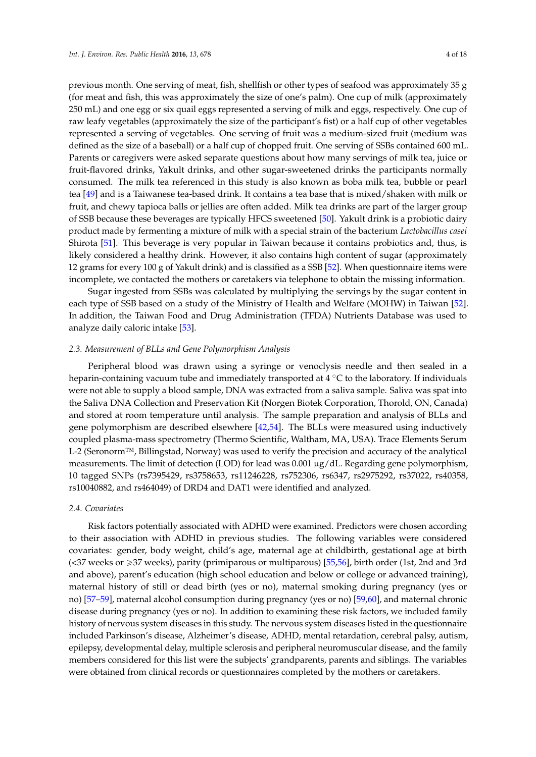previous month. One serving of meat, fish, shellfish or other types of seafood was approximately 35 g (for meat and fish, this was approximately the size of one's palm). One cup of milk (approximately 250 mL) and one egg or six quail eggs represented a serving of milk and eggs, respectively. One cup of raw leafy vegetables (approximately the size of the participant's fist) or a half cup of other vegetables represented a serving of vegetables. One serving of fruit was a medium-sized fruit (medium was defined as the size of a baseball) or a half cup of chopped fruit. One serving of SSBs contained 600 mL. Parents or caregivers were asked separate questions about how many servings of milk tea, juice or fruit-flavored drinks, Yakult drinks, and other sugar-sweetened drinks the participants normally consumed. The milk tea referenced in this study is also known as boba milk tea, bubble or pearl tea [49] and is a Taiwanese tea-based drink. It contains a tea base that is mixed/shaken with milk or fruit, and chewy tapioca balls or jellies are often added. Milk tea drinks are part of the larger group of SSB because these beverages are typically HFCS sweetened [50]. Yakult drink is a probiotic dairy product made by fermenting a mixture of milk with a special strain of the bacterium *Lactobacillus casei* Shirota [51]. This beverage is very popular in Taiwan because it contains probiotics and, thus, is likely considered a healthy drink. However, it also contains high content of sugar (approximately 12 grams for every 100 g of Yakult drink) and is classified as a SSB [52]. When questionnaire items were incomplete, we contacted the mothers or caretakers via telephone to obtain the missing information.

Sugar ingested from SSBs was calculated by multiplying the servings by the sugar content in each type of SSB based on a study of the Ministry of Health and Welfare (MOHW) in Taiwan [52]. In addition, the Taiwan Food and Drug Administration (TFDA) Nutrients Database was used to analyze daily caloric intake [53].

### *2.3. Measurement of BLLs and Gene Polymorphism Analysis*

Peripheral blood was drawn using a syringe or venoclysis needle and then sealed in a heparin-containing vacuum tube and immediately transported at 4 °C to the laboratory. If individuals were not able to supply a blood sample, DNA was extracted from a saliva sample. Saliva was spat into the Saliva DNA Collection and Preservation Kit (Norgen Biotek Corporation, Thorold, ON, Canada) and stored at room temperature until analysis. The sample preparation and analysis of BLLs and gene polymorphism are described elsewhere [42,54]. The BLLs were measured using inductively coupled plasma-mass spectrometry (Thermo Scientific, Waltham, MA, USA). Trace Elements Serum L-2 (Seronorm™, Billingstad, Norway) was used to verify the precision and accuracy of the analytical measurements. The limit of detection (LOD) for lead was 0.001 μg/dL. Regarding gene polymorphism, 10 tagged SNPs (rs7395429, rs3758653, rs11246228, rs752306, rs6347, rs2975292, rs37022, rs40358, rs10040882, and rs464049) of DRD4 and DAT1 were identified and analyzed.

### *2.4. Covariates*

Risk factors potentially associated with ADHD were examined. Predictors were chosen according to their association with ADHD in previous studies. The following variables were considered covariates: gender, body weight, child's age, maternal age at childbirth, gestational age at birth (<37 weeks or ⩾37 weeks), parity (primiparous or multiparous) [55,56], birth order (1st, 2nd and 3rd and above), parent's education (high school education and below or college or advanced training), maternal history of still or dead birth (yes or no), maternal smoking during pregnancy (yes or no) [57–59], maternal alcohol consumption during pregnancy (yes or no) [59,60], and maternal chronic disease during pregnancy (yes or no). In addition to examining these risk factors, we included family history of nervous system diseases in this study. The nervous system diseases listed in the questionnaire included Parkinson's disease, Alzheimer's disease, ADHD, mental retardation, cerebral palsy, autism, epilepsy, developmental delay, multiple sclerosis and peripheral neuromuscular disease, and the family members considered for this list were the subjects' grandparents, parents and siblings. The variables were obtained from clinical records or questionnaires completed by the mothers or caretakers.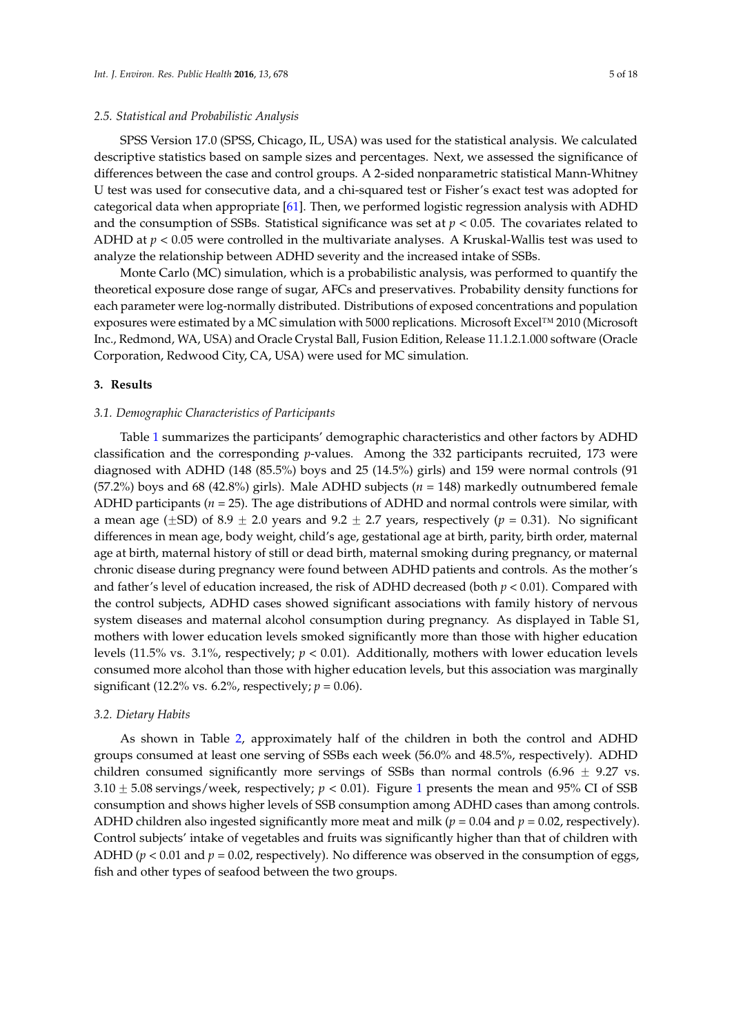### 2.5. Statistical and Probabilistic Analysis

SPSS Version 17.0 (SPSS, Chicago, IL, USA) was used for the statistical analysis. We calculated descriptive statistics based on sample sizes and percentages. Next, we assessed the significance of differences between the case and control groups. A 2-sided nonparametric statistical Mann-Whitney U test was used for consecutive data, and a chi-squared test or Fisher's exact test was adopted for categorical data when appropriate [61]. Then, we performed logistic regression analysis with ADHD and the consumption of SSBs. Statistical significance was set at $p < 0.05$. The covariates related to ADHD at $p < 0.05$ were controlled in the multivariate analyses. A Kruskal-Wallis test was used to analyze the relationship between ADHD severity and the increased intake of SSBs.

Monte Carlo (MC) simulation, which is a probabilistic analysis, was performed to quantify the theoretical exposure dose range of sugar, AFCs and preservatives. Probability density functions for each parameter were log-normally distributed. Distributions of exposed concentrations and population exposures were estimated by a MC simulation with 5000 replications. Microsoft Excel™ 2010 (Microsoft Inc., Redmond, WA, USA) and Oracle Crystal Ball, Fusion Edition, Release 11.1.2.1.000 software (Oracle Corporation, Redwood City, CA, USA) were used for MC simulation.

## 3. Results

### 3.1. Demographic Characteristics of Participants

Table 1 summarizes the participants' demographic characteristics and other factors by ADHD classification and the corresponding *p*-values. Among the 332 participants recruited, 173 were diagnosed with ADHD (148 (85.5%) boys and 25 (14.5%) girls) and 159 were normal controls (91 (57.2%) boys and 68 (42.8%) girls). Male ADHD subjects ($n = 148$) markedly outnumbered female ADHD participants ($n = 25$). The age distributions of ADHD and normal controls were similar, with a mean age (±SD) of 8.9 ± 2.0 years and 9.2 ± 2.7 years, respectively ($p = 0.31$). No significant differences in mean age, body weight, child's age, gestational age at birth, parity, birth order, maternal age at birth, maternal history of still or dead birth, maternal smoking during pregnancy, or maternal chronic disease during pregnancy were found between ADHD patients and controls. As the mother's and father's level of education increased, the risk of ADHD decreased (both $p < 0.01$). Compared with the control subjects, ADHD cases showed significant associations with family history of nervous system diseases and maternal alcohol consumption during pregnancy. As displayed in Table S1, mothers with lower education levels smoked significantly more than those with higher education levels (11.5% vs. 3.1%, respectively; $p < 0.01$). Additionally, mothers with lower education levels consumed more alcohol than those with higher education levels, but this association was marginally significant (12.2% vs. 6.2%, respectively; $p = 0.06$).

### 3.2. Dietary Habits

As shown in Table 2, approximately half of the children in both the control and ADHD groups consumed at least one serving of SSBs each week (56.0% and 48.5%, respectively). ADHD children consumed significantly more servings of SSBs than normal controls (6.96 ± 9.27 vs. 3.10 ± 5.08 servings/week, respectively; $p < 0.01$). Figure 1 presents the mean and 95% CI of SSB consumption and shows higher levels of SSB consumption among ADHD cases than among controls. ADHD children also ingested significantly more meat and milk ($p = 0.04$ and $p = 0.02$, respectively). Control subjects' intake of vegetables and fruits was significantly higher than that of children with ADHD ($p < 0.01$ and $p = 0.02$, respectively). No difference was observed in the consumption of eggs, fish and other types of seafood between the two groups.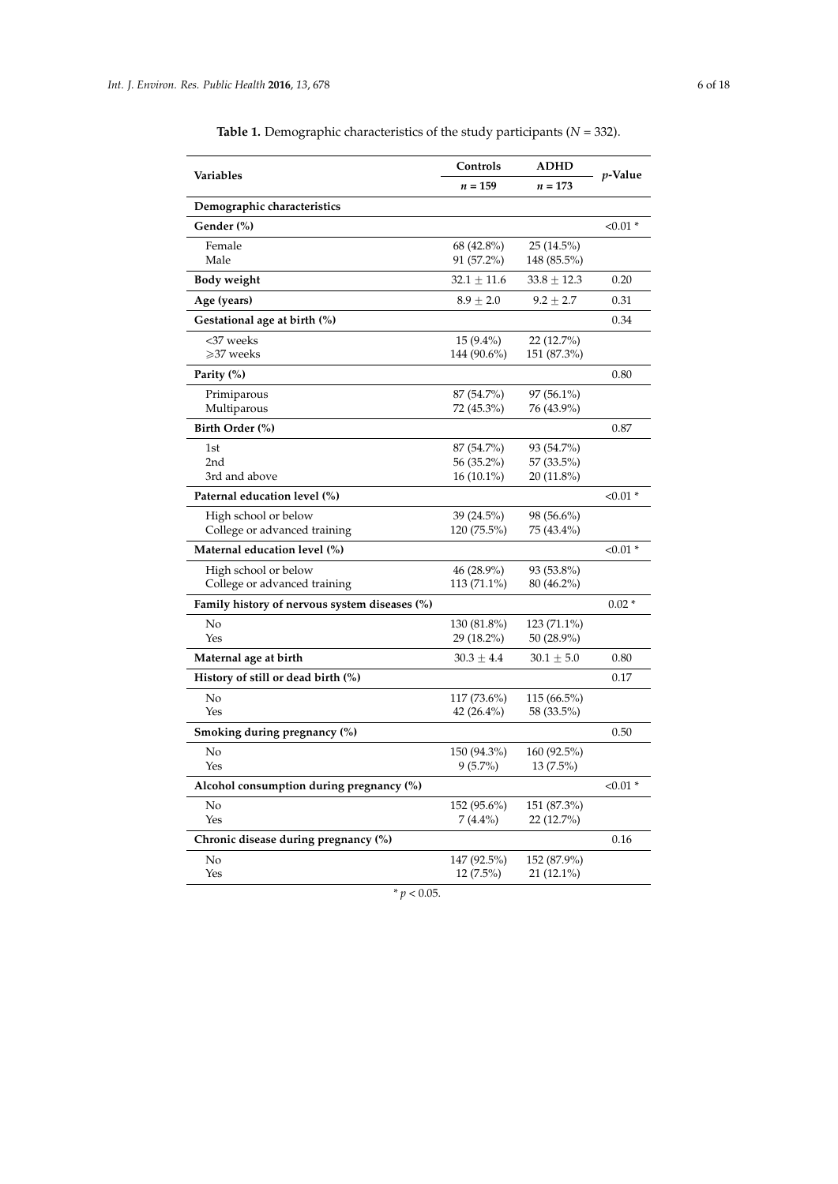**Table 1.** Demographic characteristics of the study participants ($N$ = 332).

| Variables | Controls $n$ = 159 | ADHD $n$ = 173 | $p$-Value |
|---|---|---|---|
| **Demographic characteristics** | | | |
| **Gender (%)** | | | <0.01 * |
| Female | 68 (42.8%) | 25 (14.5%) | |
| Male | 91 (57.2%) | 148 (85.5%) | |
| **Body weight** | 32.1 ± 11.6 | 33.8 ± 12.3 | 0.20 |
| **Age (years)** | 8.9 ± 2.0 | 9.2 ± 2.7 | 0.31 |
| **Gestational age at birth (%)** | | | 0.34 |
| <37 weeks | 15 (9.4%) | 22 (12.7%) | |
| ⩾37 weeks | 144 (90.6%) | 151 (87.3%) | |
| **Parity (%)** | | | 0.80 |
| Primiparous | 87 (54.7%) | 97 (56.1%) | |
| Multiparous | 72 (45.3%) | 76 (43.9%) | |
| **Birth Order (%)** | | | 0.87 |
| 1st | 87 (54.7%) | 93 (54.7%) | |
| 2nd | 56 (35.2%) | 57 (33.5%) | |
| 3rd and above | 16 (10.1%) | 20 (11.8%) | |
| **Paternal education level (%)** | | | <0.01 * |
| High school or below | 39 (24.5%) | 98 (56.6%) | |
| College or advanced training | 120 (75.5%) | 75 (43.4%) | |
| **Maternal education level (%)** | | | <0.01 * |
| High school or below | 46 (28.9%) | 93 (53.8%) | |
| College or advanced training | 113 (71.1%) | 80 (46.2%) | |
| **Family history of nervous system diseases (%)** | | | 0.02 * |
| No | 130 (81.8%) | 123 (71.1%) | |
| Yes | 29 (18.2%) | 50 (28.9%) | |
| **Maternal age at birth** | 30.3 ± 4.4 | 30.1 ± 5.0 | 0.80 |
| **History of still or dead birth (%)** | | | 0.17 |
| No | 117 (73.6%) | 115 (66.5%) | |
| Yes | 42 (26.4%) | 58 (33.5%) | |
| **Smoking during pregnancy (%)** | | | 0.50 |
| No | 150 (94.3%) | 160 (92.5%) | |
| Yes | 9 (5.7%) | 13 (7.5%) | |
| **Alcohol consumption during pregnancy (%)** | | | <0.01 * |
| No | 152 (95.6%) | 151 (87.3%) | |
| Yes | 7 (4.4%) | 22 (12.7%) | |
| **Chronic disease during pregnancy (%)** | | | 0.16 |
| No | 147 (92.5%) | 152 (87.9%) | |
| Yes | 12 (7.5%) | 21 (12.1%) | |

* $p < 0.05$.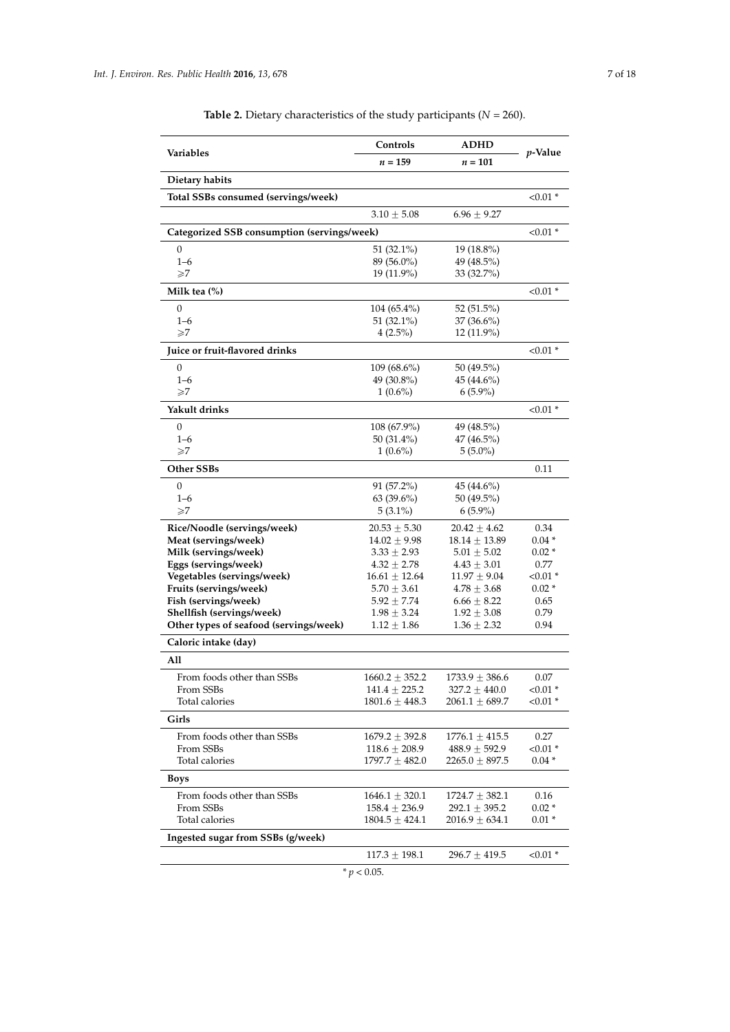**Table 2.** Dietary characteristics of the study participants ($N$ = 260).

| Variables | Controls | ADHD | $p$-Value |
|---|---|---|---|
| | $n$ = 159 | $n$ = 101 | |
| **Dietary habits** | | | |
| **Total SSBs consumed (servings/week)** | | | <0.01 * |
| | 3.10 ± 5.08 | 6.96 ± 9.27 | |
| **Categorized SSB consumption (servings/week)** | | | <0.01 * |
| 0 | 51 (32.1%) | 19 (18.8%) | |
| 1–6 | 89 (56.0%) | 49 (48.5%) | |
| ⩾7 | 19 (11.9%) | 33 (32.7%) | |
| **Milk tea (%)** | | | <0.01 * |
| 0 | 104 (65.4%) | 52 (51.5%) | |
| 1–6 | 51 (32.1%) | 37 (36.6%) | |
| ⩾7 | 4 (2.5%) | 12 (11.9%) | |
| **Juice or fruit-flavored drinks** | | | <0.01 * |
| 0 | 109 (68.6%) | 50 (49.5%) | |
| 1–6 | 49 (30.8%) | 45 (44.6%) | |
| ⩾7 | 1 (0.6%) | 6 (5.9%) | |
| **Yakult drinks** | | | <0.01 * |
| 0 | 108 (67.9%) | 49 (48.5%) | |
| 1–6 | 50 (31.4%) | 47 (46.5%) | |
| ⩾7 | 1 (0.6%) | 5 (5.0%) | |
| **Other SSBs** | | | 0.11 |
| 0 | 91 (57.2%) | 45 (44.6%) | |
| 1–6 | 63 (39.6%) | 50 (49.5%) | |
| ⩾7 | 5 (3.1%) | 6 (5.9%) | |
| **Rice/Noodle (servings/week)** | 20.53 ± 5.30 | 20.42 ± 4.62 | 0.34 |
| **Meat (servings/week)** | 14.02 ± 9.98 | 18.14 ± 13.89 | 0.04 * |
| **Milk (servings/week)** | 3.33 ± 2.93 | 5.01 ± 5.02 | 0.02 * |
| **Eggs (servings/week)** | 4.32 ± 2.78 | 4.43 ± 3.01 | 0.77 |
| **Vegetables (servings/week)** | 16.61 ± 12.64 | 11.97 ± 9.04 | <0.01 * |
| **Fruits (servings/week)** | 5.70 ± 3.61 | 4.78 ± 3.68 | 0.02 * |
| **Fish (servings/week)** | 5.92 ± 7.74 | 6.66 ± 8.22 | 0.65 |
| **Shellfish (servings/week)** | 1.98 ± 3.24 | 1.92 ± 3.08 | 0.79 |
| **Other types of seafood (servings/week)** | 1.12 ± 1.86 | 1.36 ± 2.32 | 0.94 |
| **Caloric intake (day)** | | | |
| **All** | | | |
| From foods other than SSBs | 1660.2 ± 352.2 | 1733.9 ± 386.6 | 0.07 |
| From SSBs | 141.4 ± 225.2 | 327.2 ± 440.0 | <0.01 * |
| Total calories | 1801.6 ± 448.3 | 2061.1 ± 689.7 | <0.01 * |
| **Girls** | | | |
| From foods other than SSBs | 1679.2 ± 392.8 | 1776.1 ± 415.5 | 0.27 |
| From SSBs | 118.6 ± 208.9 | 488.9 ± 592.9 | <0.01 * |
| Total calories | 1797.7 ± 482.0 | 2265.0 ± 897.5 | 0.04 * |
| **Boys** | | | |
| From foods other than SSBs | 1646.1 ± 320.1 | 1724.7 ± 382.1 | 0.16 |
| From SSBs | 158.4 ± 236.9 | 292.1 ± 395.2 | 0.02 * |
| Total calories | 1804.5 ± 424.1 | 2016.9 ± 634.1 | 0.01 * |
| **Ingested sugar from SSBs (g/week)** | | | |
| | 117.3 ± 198.1 | 296.7 ± 419.5 | <0.01 * |

* $p < 0.05$.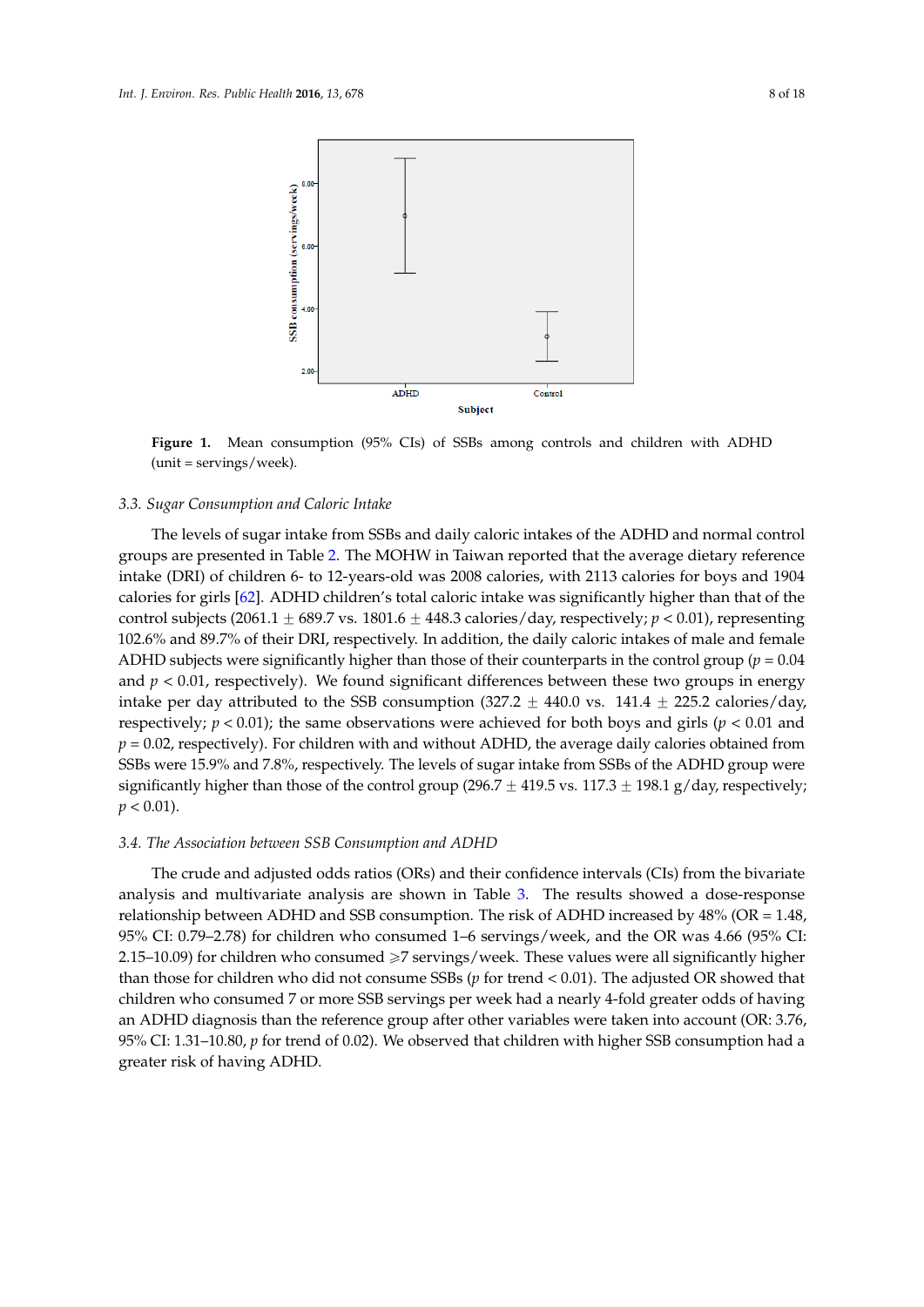SSB consumption (servings/week)

8.00

6.00

4.00

2.00

ADHD

Control

Subject

**Figure 1.** Mean consumption (95% CIs) of SSBs among controls and children with ADHD (unit = servings/week).

### 3.3. Sugar Consumption and Caloric Intake

The levels of sugar intake from SSBs and daily caloric intakes of the ADHD and normal control groups are presented in Table 2. The MOHW in Taiwan reported that the average dietary reference intake (DRI) of children 6- to 12-years-old was 2008 calories, with 2113 calories for boys and 1904 calories for girls [62]. ADHD children's total caloric intake was significantly higher than that of the control subjects (2061.1 ± 689.7 vs. 1801.6 ± 448.3 calories/day, respectively; $p < 0.01$), representing 102.6% and 89.7% of their DRI, respectively. In addition, the daily caloric intakes of male and female ADHD subjects were significantly higher than those of their counterparts in the control group ($p = 0.04$ and $p < 0.01$, respectively). We found significant differences between these two groups in energy intake per day attributed to the SSB consumption (327.2 ± 440.0 vs. 141.4 ± 225.2 calories/day, respectively; $p < 0.01$); the same observations were achieved for both boys and girls ($p < 0.01$ and $p = 0.02$, respectively). For children with and without ADHD, the average daily calories obtained from SSBs were 15.9% and 7.8%, respectively. The levels of sugar intake from SSBs of the ADHD group were significantly higher than those of the control group (296.7 ± 419.5 vs. 117.3 ± 198.1 g/day, respectively; $p < 0.01$).

### 3.4. The Association between SSB Consumption and ADHD

The crude and adjusted odds ratios (ORs) and their confidence intervals (CIs) from the bivariate analysis and multivariate analysis are shown in Table 3. The results showed a dose-response relationship between ADHD and SSB consumption. The risk of ADHD increased by 48% (OR = 1.48, 95% CI: 0.79–2.78) for children who consumed 1–6 servings/week, and the OR was 4.66 (95% CI: 2.15–10.09) for children who consumed ⩾7 servings/week. These values were all significantly higher than those for children who did not consume SSBs ($p$ for trend < 0.01). The adjusted OR showed that children who consumed 7 or more SSB servings per week had a nearly 4-fold greater odds of having an ADHD diagnosis than the reference group after other variables were taken into account (OR: 3.76, 95% CI: 1.31–10.80, $p$ for trend of 0.02). We observed that children with higher SSB consumption had a greater risk of having ADHD.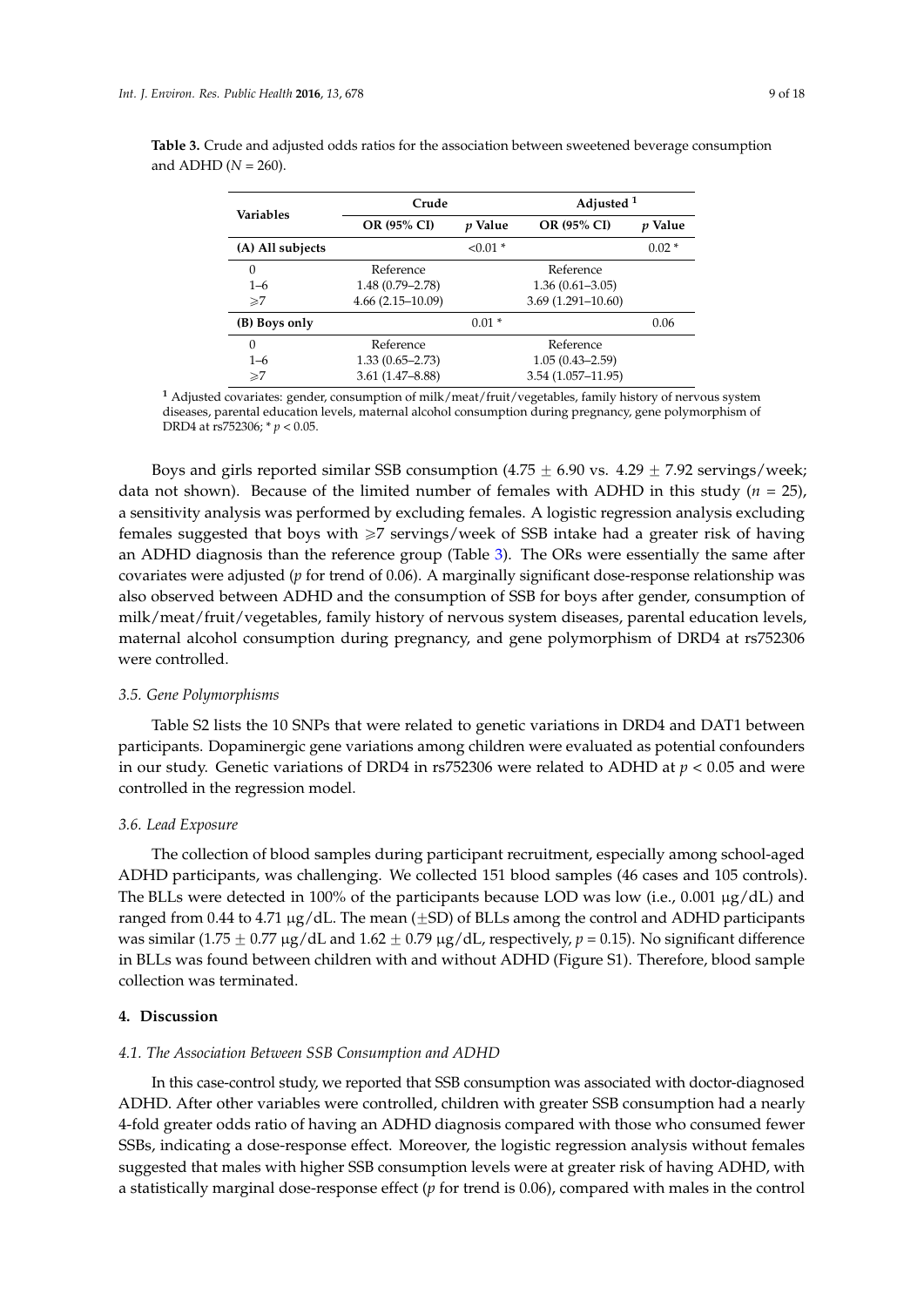**Table 3.** Crude and adjusted odds ratios for the association between sweetened beverage consumption and ADHD ($N$ = 260).

| Variables | Crude | | Adjusted [1] | |
|---|---|---|---|---|
| | OR (95% CI) | $p$ Value | OR (95% CI) | $p$ Value |
| **(A) All subjects** | | <0.01 * | | 0.02 * |
| 0 | Reference | | Reference | |
| 1–6 | 1.48 (0.79–2.78) | | 1.36 (0.61–3.05) | |
| ⩾7 | 4.66 (2.15–10.09) | | 3.69 (1.291–10.60) | |
| **(B) Boys only** | | 0.01 * | | 0.06 |
| 0 | Reference | | Reference | |
| 1–6 | 1.33 (0.65–2.73) | | 1.05 (0.43–2.59) | |
| ⩾7 | 3.61 (1.47–8.88) | | 3.54 (1.057–11.95) | |

[1] Adjusted covariates: gender, consumption of milk/meat/fruit/vegetables, family history of nervous system diseases, parental education levels, maternal alcohol consumption during pregnancy, gene polymorphism of DRD4 at rs752306; * $p < 0.05$.

Boys and girls reported similar SSB consumption (4.75 ± 6.90 vs. 4.29 ± 7.92 servings/week; data not shown). Because of the limited number of females with ADHD in this study ($n$ = 25), a sensitivity analysis was performed by excluding females. A logistic regression analysis excluding females suggested that boys with ⩾7 servings/week of SSB intake had a greater risk of having an ADHD diagnosis than the reference group (Table 3). The ORs were essentially the same after covariates were adjusted ($p$ for trend of 0.06). A marginally significant dose-response relationship was also observed between ADHD and the consumption of SSB for boys after gender, consumption of milk/meat/fruit/vegetables, family history of nervous system diseases, parental education levels, maternal alcohol consumption during pregnancy, and gene polymorphism of DRD4 at rs752306 were controlled.

### *3.5. Gene Polymorphisms*

Table S2 lists the 10 SNPs that were related to genetic variations in DRD4 and DAT1 between participants. Dopaminergic gene variations among children were evaluated as potential confounders in our study. Genetic variations of DRD4 in rs752306 were related to ADHD at $p < 0.05$ and were controlled in the regression model.

### *3.6. Lead Exposure*

The collection of blood samples during participant recruitment, especially among school-aged ADHD participants, was challenging. We collected 151 blood samples (46 cases and 105 controls). The BLLs were detected in 100% of the participants because LOD was low (i.e., 0.001 μg/dL) and ranged from 0.44 to 4.71 μg/dL. The mean (±SD) of BLLs among the control and ADHD participants was similar (1.75 ± 0.77 μg/dL and 1.62 ± 0.79 μg/dL, respectively, $p$ = 0.15). No significant difference in BLLs was found between children with and without ADHD (Figure S1). Therefore, blood sample collection was terminated.

## 4. Discussion

### *4.1. The Association Between SSB Consumption and ADHD*

In this case-control study, we reported that SSB consumption was associated with doctor-diagnosed ADHD. After other variables were controlled, children with greater SSB consumption had a nearly 4-fold greater odds ratio of having an ADHD diagnosis compared with those who consumed fewer SSBs, indicating a dose-response effect. Moreover, the logistic regression analysis without females suggested that males with higher SSB consumption levels were at greater risk of having ADHD, with a statistically marginal dose-response effect ($p$ for trend is 0.06), compared with males in the control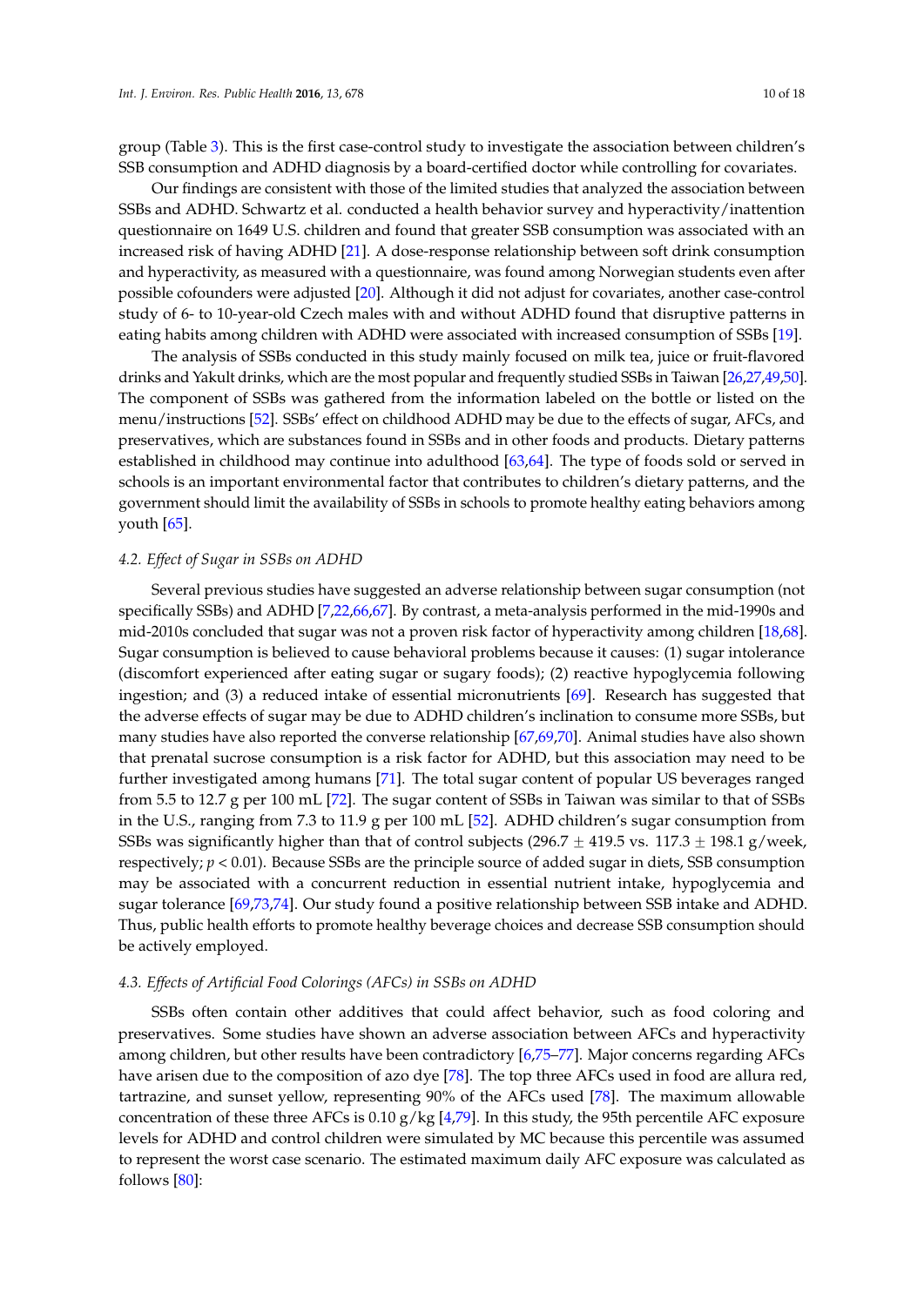group (Table 3). This is the first case-control study to investigate the association between children's SSB consumption and ADHD diagnosis by a board-certified doctor while controlling for covariates.

Our findings are consistent with those of the limited studies that analyzed the association between SSBs and ADHD. Schwartz et al. conducted a health behavior survey and hyperactivity/inattention questionnaire on 1649 U.S. children and found that greater SSB consumption was associated with an increased risk of having ADHD [21]. A dose-response relationship between soft drink consumption and hyperactivity, as measured with a questionnaire, was found among Norwegian students even after possible cofounders were adjusted [20]. Although it did not adjust for covariates, another case-control study of 6- to 10-year-old Czech males with and without ADHD found that disruptive patterns in eating habits among children with ADHD were associated with increased consumption of SSBs [19].

The analysis of SSBs conducted in this study mainly focused on milk tea, juice or fruit-flavored drinks and Yakult drinks, which are the most popular and frequently studied SSBs in Taiwan [26,27,49,50]. The component of SSBs was gathered from the information labeled on the bottle or listed on the menu/instructions [52]. SSBs' effect on childhood ADHD may be due to the effects of sugar, AFCs, and preservatives, which are substances found in SSBs and in other foods and products. Dietary patterns established in childhood may continue into adulthood [63,64]. The type of foods sold or served in schools is an important environmental factor that contributes to children's dietary patterns, and the government should limit the availability of SSBs in schools to promote healthy eating behaviors among youth [65].

### 4.2. Effect of Sugar in SSBs on ADHD

Several previous studies have suggested an adverse relationship between sugar consumption (not specifically SSBs) and ADHD [7,22,66,67]. By contrast, a meta-analysis performed in the mid-1990s and mid-2010s concluded that sugar was not a proven risk factor of hyperactivity among children [18,68]. Sugar consumption is believed to cause behavioral problems because it causes: (1) sugar intolerance (discomfort experienced after eating sugar or sugary foods); (2) reactive hypoglycemia following ingestion; and (3) a reduced intake of essential micronutrients [69]. Research has suggested that the adverse effects of sugar may be due to ADHD children's inclination to consume more SSBs, but many studies have also reported the converse relationship [67,69,70]. Animal studies have also shown that prenatal sucrose consumption is a risk factor for ADHD, but this association may need to be further investigated among humans [71]. The total sugar content of popular US beverages ranged from 5.5 to 12.7 g per 100 mL [72]. The sugar content of SSBs in Taiwan was similar to that of SSBs in the U.S., ranging from 7.3 to 11.9 g per 100 mL [52]. ADHD children's sugar consumption from SSBs was significantly higher than that of control subjects ($296.7 \pm 419.5$ vs. $117.3 \pm 198.1$ g/week, respectively; $p < 0.01$). Because SSBs are the principle source of added sugar in diets, SSB consumption may be associated with a concurrent reduction in essential nutrient intake, hypoglycemia and sugar tolerance [69,73,74]. Our study found a positive relationship between SSB intake and ADHD. Thus, public health efforts to promote healthy beverage choices and decrease SSB consumption should be actively employed.

### 4.3. Effects of Artificial Food Colorings (AFCs) in SSBs on ADHD

SSBs often contain other additives that could affect behavior, such as food coloring and preservatives. Some studies have shown an adverse association between AFCs and hyperactivity among children, but other results have been contradictory [6,75–77]. Major concerns regarding AFCs have arisen due to the composition of azo dye [78]. The top three AFCs used in food are allura red, tartrazine, and sunset yellow, representing 90% of the AFCs used [78]. The maximum allowable concentration of these three AFCs is 0.10 g/kg [4,79]. In this study, the 95th percentile AFC exposure levels for ADHD and control children were simulated by MC because this percentile was assumed to represent the worst case scenario. The estimated maximum daily AFC exposure was calculated as follows [80]: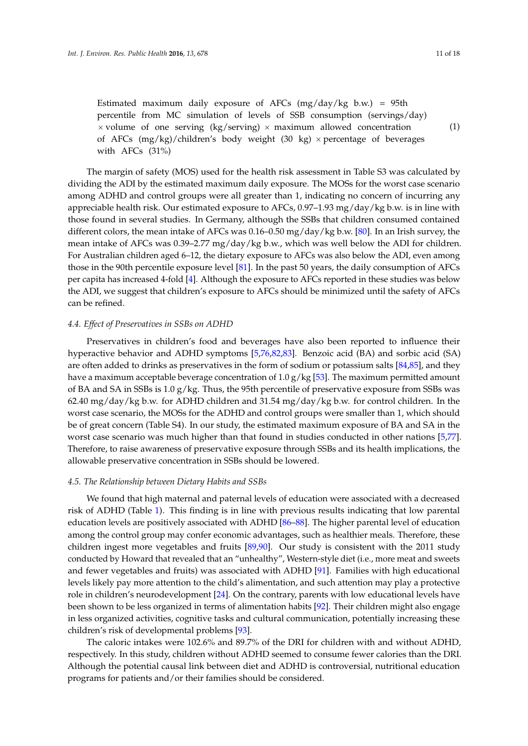$$\text{Estimated maximum daily exposure of AFCs (mg/day/kg b.w.)} = \text{95th percentile from MC simulation of levels of SSB consumption (servings/day)} \times \text{volume of one serving (kg/serving)} \times \text{maximum allowed concentration of AFCs (mg/kg)/children's body weight (30 kg)} \times \text{percentage of beverages with AFCs (31\%)} \quad (1)$$

The margin of safety (MOS) used for the health risk assessment in Table S3 was calculated by dividing the ADI by the estimated maximum daily exposure. The MOSs for the worst case scenario among ADHD and control groups were all greater than 1, indicating no concern of incurring any appreciable health risk. Our estimated exposure to AFCs, 0.97–1.93 mg/day/kg b.w. is in line with those found in several studies. In Germany, although the SSBs that children consumed contained different colors, the mean intake of AFCs was 0.16–0.50 mg/day/kg b.w. [80]. In an Irish survey, the mean intake of AFCs was 0.39–2.77 mg/day/kg b.w., which was well below the ADI for children. For Australian children aged 6–12, the dietary exposure to AFCs was also below the ADI, even among those in the 90th percentile exposure level [81]. In the past 50 years, the daily consumption of AFCs per capita has increased 4-fold [4]. Although the exposure to AFCs reported in these studies was below the ADI, we suggest that children's exposure to AFCs should be minimized until the safety of AFCs can be refined.

### *4.4. Effect of Preservatives in SSBs on ADHD*

Preservatives in children's food and beverages have also been reported to influence their hyperactive behavior and ADHD symptoms [5,76,82,83]. Benzoic acid (BA) and sorbic acid (SA) are often added to drinks as preservatives in the form of sodium or potassium salts [84,85], and they have a maximum acceptable beverage concentration of 1.0 g/kg [53]. The maximum permitted amount of BA and SA in SSBs is 1.0 g/kg. Thus, the 95th percentile of preservative exposure from SSBs was 62.40 mg/day/kg b.w. for ADHD children and 31.54 mg/day/kg b.w. for control children. In the worst case scenario, the MOSs for the ADHD and control groups were smaller than 1, which should be of great concern (Table S4). In our study, the estimated maximum exposure of BA and SA in the worst case scenario was much higher than that found in studies conducted in other nations [5,77]. Therefore, to raise awareness of preservative exposure through SSBs and its health implications, the allowable preservative concentration in SSBs should be lowered.

### *4.5. The Relationship between Dietary Habits and SSBs*

We found that high maternal and paternal levels of education were associated with a decreased risk of ADHD (Table 1). This finding is in line with previous results indicating that low parental education levels are positively associated with ADHD [86–88]. The higher parental level of education among the control group may confer economic advantages, such as healthier meals. Therefore, these children ingest more vegetables and fruits [89,90]. Our study is consistent with the 2011 study conducted by Howard that revealed that an "unhealthy", Western-style diet (i.e., more meat and sweets and fewer vegetables and fruits) was associated with ADHD [91]. Families with high educational levels likely pay more attention to the child's alimentation, and such attention may play a protective role in children's neurodevelopment [24]. On the contrary, parents with low educational levels have been shown to be less organized in terms of alimentation habits [92]. Their children might also engage in less organized activities, cognitive tasks and cultural communication, potentially increasing these children's risk of developmental problems [93].

The caloric intakes were 102.6% and 89.7% of the DRI for children with and without ADHD, respectively. In this study, children without ADHD seemed to consume fewer calories than the DRI. Although the potential causal link between diet and ADHD is controversial, nutritional education programs for patients and/or their families should be considered.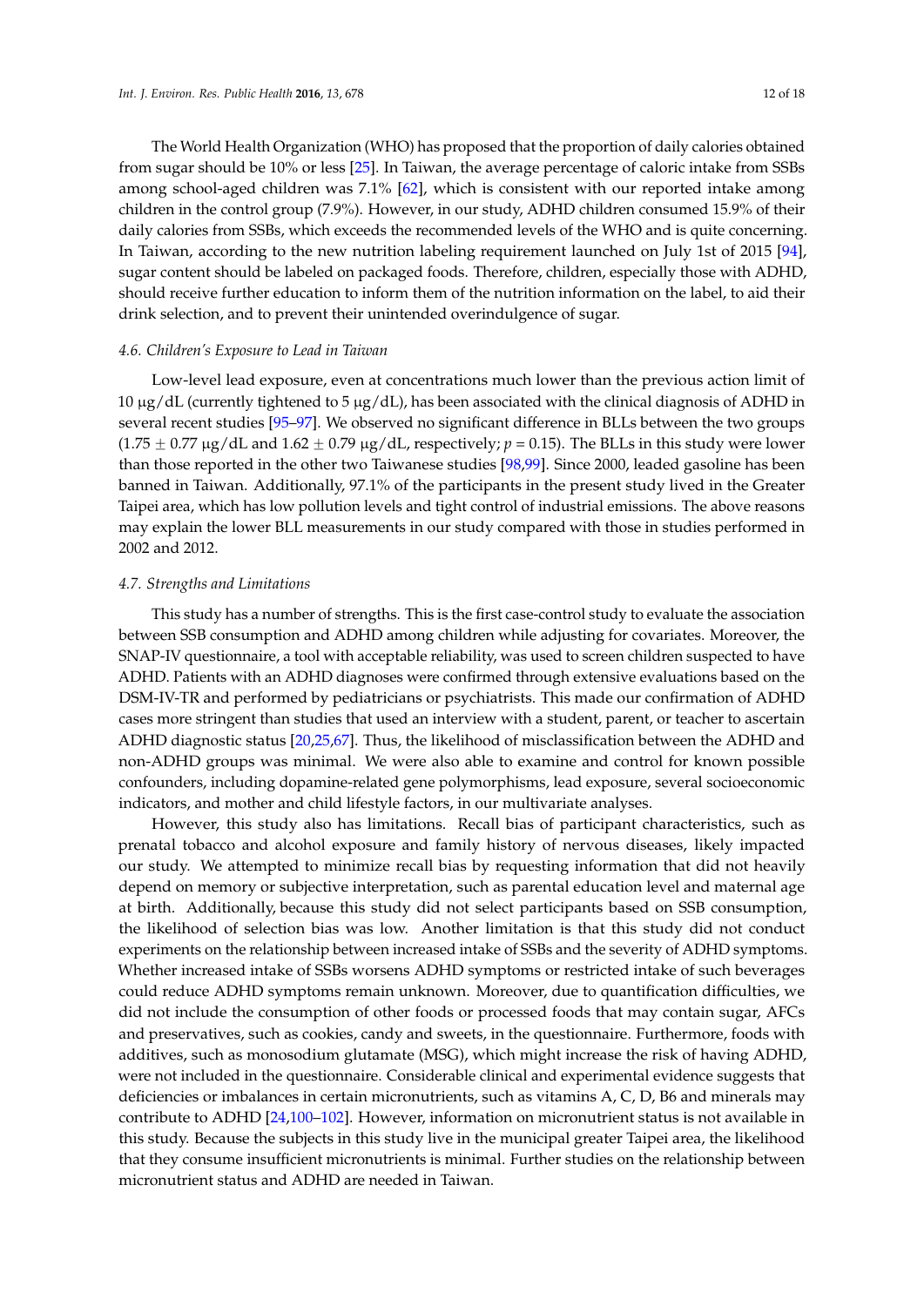The World Health Organization (WHO) has proposed that the proportion of daily calories obtained from sugar should be 10% or less [25]. In Taiwan, the average percentage of caloric intake from SSBs among school-aged children was 7.1% [62], which is consistent with our reported intake among children in the control group (7.9%). However, in our study, ADHD children consumed 15.9% of their daily calories from SSBs, which exceeds the recommended levels of the WHO and is quite concerning. In Taiwan, according to the new nutrition labeling requirement launched on July 1st of 2015 [94], sugar content should be labeled on packaged foods. Therefore, children, especially those with ADHD, should receive further education to inform them of the nutrition information on the label, to aid their drink selection, and to prevent their unintended overindulgence of sugar.

### *4.6. Children's Exposure to Lead in Taiwan*

Low-level lead exposure, even at concentrations much lower than the previous action limit of 10 μg/dL (currently tightened to 5 μg/dL), has been associated with the clinical diagnosis of ADHD in several recent studies [95–97]. We observed no significant difference in BLLs between the two groups ($1.75 \pm 0.77$ μg/dL and $1.62 \pm 0.79$ μg/dL, respectively; $p = 0.15$). The BLLs in this study were lower than those reported in the other two Taiwanese studies [98,99]. Since 2000, leaded gasoline has been banned in Taiwan. Additionally, 97.1% of the participants in the present study lived in the Greater Taipei area, which has low pollution levels and tight control of industrial emissions. The above reasons may explain the lower BLL measurements in our study compared with those in studies performed in 2002 and 2012.

### *4.7. Strengths and Limitations*

This study has a number of strengths. This is the first case-control study to evaluate the association between SSB consumption and ADHD among children while adjusting for covariates. Moreover, the SNAP-IV questionnaire, a tool with acceptable reliability, was used to screen children suspected to have ADHD. Patients with an ADHD diagnoses were confirmed through extensive evaluations based on the DSM-IV-TR and performed by pediatricians or psychiatrists. This made our confirmation of ADHD cases more stringent than studies that used an interview with a student, parent, or teacher to ascertain ADHD diagnostic status [20,25,67]. Thus, the likelihood of misclassification between the ADHD and non-ADHD groups was minimal. We were also able to examine and control for known possible confounders, including dopamine-related gene polymorphisms, lead exposure, several socioeconomic indicators, and mother and child lifestyle factors, in our multivariate analyses.

However, this study also has limitations. Recall bias of participant characteristics, such as prenatal tobacco and alcohol exposure and family history of nervous diseases, likely impacted our study. We attempted to minimize recall bias by requesting information that did not heavily depend on memory or subjective interpretation, such as parental education level and maternal age at birth. Additionally, because this study did not select participants based on SSB consumption, the likelihood of selection bias was low. Another limitation is that this study did not conduct experiments on the relationship between increased intake of SSBs and the severity of ADHD symptoms. Whether increased intake of SSBs worsens ADHD symptoms or restricted intake of such beverages could reduce ADHD symptoms remain unknown. Moreover, due to quantification difficulties, we did not include the consumption of other foods or processed foods that may contain sugar, AFCs and preservatives, such as cookies, candy and sweets, in the questionnaire. Furthermore, foods with additives, such as monosodium glutamate (MSG), which might increase the risk of having ADHD, were not included in the questionnaire. Considerable clinical and experimental evidence suggests that deficiencies or imbalances in certain micronutrients, such as vitamins A, C, D, B6 and minerals may contribute to ADHD [24,100–102]. However, information on micronutrient status is not available in this study. Because the subjects in this study live in the municipal greater Taipei area, the likelihood that they consume insufficient micronutrients is minimal. Further studies on the relationship between micronutrient status and ADHD are needed in Taiwan.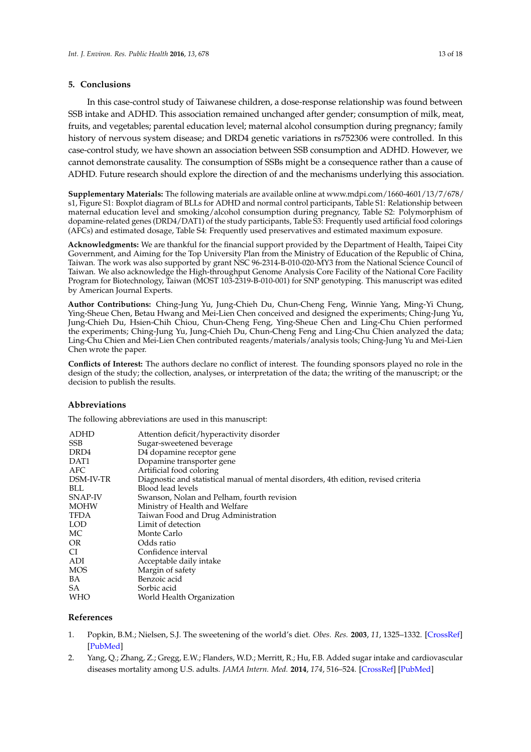## 5. Conclusions

In this case-control study of Taiwanese children, a dose-response relationship was found between SSB intake and ADHD. This association remained unchanged after gender; consumption of milk, meat, fruits, and vegetables; parental education level; maternal alcohol consumption during pregnancy; family history of nervous system disease; and DRD4 genetic variations in rs752306 were controlled. In this case-control study, we have shown an association between SSB consumption and ADHD. However, we cannot demonstrate causality. The consumption of SSBs might be a consequence rather than a cause of ADHD. Future research should explore the direction of and the mechanisms underlying this association.

**Supplementary Materials:** The following materials are available online at www.mdpi.com/1660-4601/13/7/678/s1, Figure S1: Boxplot diagram of BLLs for ADHD and normal control participants, Table S1: Relationship between maternal education level and smoking/alcohol consumption during pregnancy, Table S2: Polymorphism of dopamine-related genes (DRD4/DAT1) of the study participants, Table S3: Frequently used artificial food colorings (AFCs) and estimated dosage, Table S4: Frequently used preservatives and estimated maximum exposure.

**Acknowledgments:** We are thankful for the financial support provided by the Department of Health, Taipei City Government, and Aiming for the Top University Plan from the Ministry of Education of the Republic of China, Taiwan. The work was also supported by grant NSC 96-2314-B-010-020-MY3 from the National Science Council of Taiwan. We also acknowledge the High-throughput Genome Analysis Core Facility of the National Core Facility Program for Biotechnology, Taiwan (MOST 103-2319-B-010-001) for SNP genotyping. This manuscript was edited by American Journal Experts.

**Author Contributions:** Ching-Jung Yu, Jung-Chieh Du, Chun-Cheng Feng, Winnie Yang, Ming-Yi Chung, Ying-Sheue Chen, Betau Hwang and Mei-Lien Chen conceived and designed the experiments; Ching-Jung Yu, Jung-Chieh Du, Hsien-Chih Chiou, Chun-Cheng Feng, Ying-Sheue Chen and Ling-Chu Chien performed the experiments; Ching-Jung Yu, Jung-Chieh Du, Chun-Cheng Feng and Ling-Chu Chien analyzed the data; Ling-Chu Chien and Mei-Lien Chen contributed reagents/materials/analysis tools; Ching-Jung Yu and Mei-Lien Chen wrote the paper.

**Conflicts of Interest:** The authors declare no conflict of interest. The founding sponsors played no role in the design of the study; the collection, analyses, or interpretation of the data; the writing of the manuscript; or the decision to publish the results.

## Abbreviations

The following abbreviations are used in this manuscript:

| | |
|---|---|
| ADHD | Attention deficit/hyperactivity disorder |
| SSB | Sugar-sweetened beverage |
| DRD4 | D4 dopamine receptor gene |
| DAT1 | Dopamine transporter gene |
| AFC | Artificial food coloring |
| DSM-IV-TR | Diagnostic and statistical manual of mental disorders, 4th edition, revised criteria |
| BLL | Blood lead levels |
| SNAP-IV | Swanson, Nolan and Pelham, fourth revision |
| MOHW | Ministry of Health and Welfare |
| TFDA | Taiwan Food and Drug Administration |
| LOD | Limit of detection |
| MC | Monte Carlo |
| OR | Odds ratio |
| CI | Confidence interval |
| ADI | Acceptable daily intake |
| MOS | Margin of safety |
| BA | Benzoic acid |
| SA | Sorbic acid |
| WHO | World Health Organization |

## References

1. Popkin, B.M.; Nielsen, S.J. The sweetening of the world's diet. *Obes. Res.* **2003**, *11*, 1325–1332. [CrossRef] [PubMed]
2. Yang, Q.; Zhang, Z.; Gregg, E.W.; Flanders, W.D.; Merritt, R.; Hu, F.B. Added sugar intake and cardiovascular diseases mortality among U.S. adults. *JAMA Intern. Med.* **2014**, *174*, 516–524. [CrossRef] [PubMed]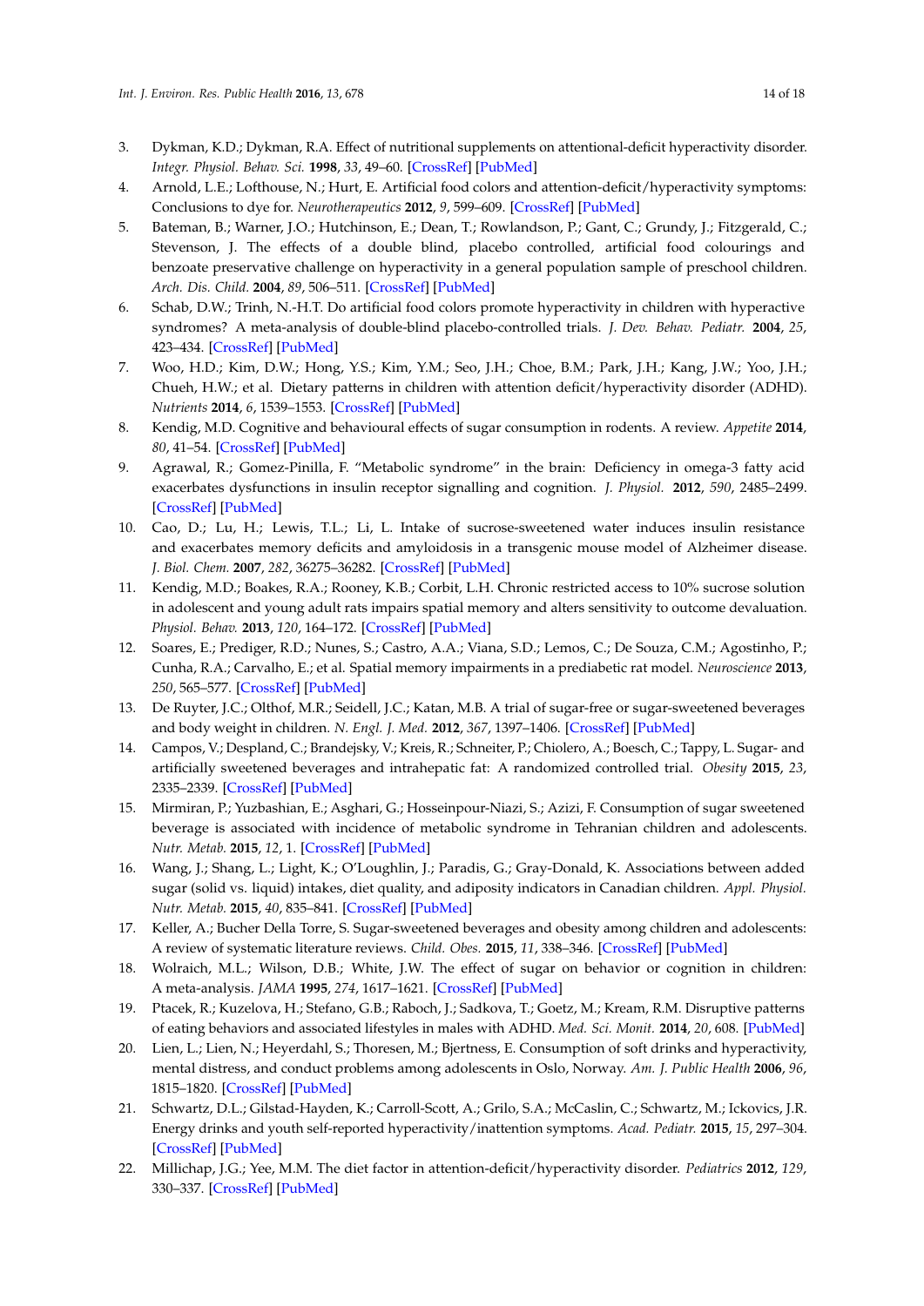3. Dykman, K.D.; Dykman, R.A. Effect of nutritional supplements on attentional-deficit hyperactivity disorder. *Integr. Physiol. Behav. Sci.* **1998**, *33*, 49–60. [CrossRef] [PubMed]
4. Arnold, L.E.; Lofthouse, N.; Hurt, E. Artificial food colors and attention-deficit/hyperactivity symptoms: Conclusions to dye for. *Neurotherapeutics* **2012**, *9*, 599–609. [CrossRef] [PubMed]
5. Bateman, B.; Warner, J.O.; Hutchinson, E.; Dean, T.; Rowlandson, P.; Gant, C.; Grundy, J.; Fitzgerald, C.; Stevenson, J. The effects of a double blind, placebo controlled, artificial food colourings and benzoate preservative challenge on hyperactivity in a general population sample of preschool children. *Arch. Dis. Child.* **2004**, *89*, 506–511. [CrossRef] [PubMed]
6. Schab, D.W.; Trinh, N.-H.T. Do artificial food colors promote hyperactivity in children with hyperactive syndromes? A meta-analysis of double-blind placebo-controlled trials. *J. Dev. Behav. Pediatr.* **2004**, *25*, 423–434. [CrossRef] [PubMed]
7. Woo, H.D.; Kim, D.W.; Hong, Y.S.; Kim, Y.M.; Seo, J.H.; Choe, B.M.; Park, J.H.; Kang, J.W.; Yoo, J.H.; Chueh, H.W.; et al. Dietary patterns in children with attention deficit/hyperactivity disorder (ADHD). *Nutrients* **2014**, *6*, 1539–1553. [CrossRef] [PubMed]
8. Kendig, M.D. Cognitive and behavioural effects of sugar consumption in rodents. A review. *Appetite* **2014**, *80*, 41–54. [CrossRef] [PubMed]
9. Agrawal, R.; Gomez-Pinilla, F. "Metabolic syndrome" in the brain: Deficiency in omega-3 fatty acid exacerbates dysfunctions in insulin receptor signalling and cognition. *J. Physiol.* **2012**, *590*, 2485–2499. [CrossRef] [PubMed]
10. Cao, D.; Lu, H.; Lewis, T.L.; Li, L. Intake of sucrose-sweetened water induces insulin resistance and exacerbates memory deficits and amyloidosis in a transgenic mouse model of Alzheimer disease. *J. Biol. Chem.* **2007**, *282*, 36275–36282. [CrossRef] [PubMed]
11. Kendig, M.D.; Boakes, R.A.; Rooney, K.B.; Corbit, L.H. Chronic restricted access to 10% sucrose solution in adolescent and young adult rats impairs spatial memory and alters sensitivity to outcome devaluation. *Physiol. Behav.* **2013**, *120*, 164–172. [CrossRef] [PubMed]
12. Soares, E.; Prediger, R.D.; Nunes, S.; Castro, A.A.; Viana, S.D.; Lemos, C.; De Souza, C.M.; Agostinho, P.; Cunha, R.A.; Carvalho, E.; et al. Spatial memory impairments in a prediabetic rat model. *Neuroscience* **2013**, *250*, 565–577. [CrossRef] [PubMed]
13. De Ruyter, J.C.; Olthof, M.R.; Seidell, J.C.; Katan, M.B. A trial of sugar-free or sugar-sweetened beverages and body weight in children. *N. Engl. J. Med.* **2012**, *367*, 1397–1406. [CrossRef] [PubMed]
14. Campos, V.; Despland, C.; Brandejsky, V.; Kreis, R.; Schneiter, P.; Chiolero, A.; Boesch, C.; Tappy, L. Sugar- and artificially sweetened beverages and intrahepatic fat: A randomized controlled trial. *Obesity* **2015**, *23*, 2335–2339. [CrossRef] [PubMed]
15. Mirmiran, P.; Yuzbashian, E.; Asghari, G.; Hosseinpour-Niazi, S.; Azizi, F. Consumption of sugar sweetened beverage is associated with incidence of metabolic syndrome in Tehranian children and adolescents. *Nutr. Metab.* **2015**, *12*, 1. [CrossRef] [PubMed]
16. Wang, J.; Shang, L.; Light, K.; O'Loughlin, J.; Paradis, G.; Gray-Donald, K. Associations between added sugar (solid vs. liquid) intakes, diet quality, and adiposity indicators in Canadian children. *Appl. Physiol. Nutr. Metab.* **2015**, *40*, 835–841. [CrossRef] [PubMed]
17. Keller, A.; Bucher Della Torre, S. Sugar-sweetened beverages and obesity among children and adolescents: A review of systematic literature reviews. *Child. Obes.* **2015**, *11*, 338–346. [CrossRef] [PubMed]
18. Wolraich, M.L.; Wilson, D.B.; White, J.W. The effect of sugar on behavior or cognition in children: A meta-analysis. *JAMA* **1995**, *274*, 1617–1621. [CrossRef] [PubMed]
19. Ptacek, R.; Kuzelova, H.; Stefano, G.B.; Raboch, J.; Sadkova, T.; Goetz, M.; Kream, R.M. Disruptive patterns of eating behaviors and associated lifestyles in males with ADHD. *Med. Sci. Monit.* **2014**, *20*, 608. [PubMed]
20. Lien, L.; Lien, N.; Heyerdahl, S.; Thoresen, M.; Bjertness, E. Consumption of soft drinks and hyperactivity, mental distress, and conduct problems among adolescents in Oslo, Norway. *Am. J. Public Health* **2006**, *96*, 1815–1820. [CrossRef] [PubMed]
21. Schwartz, D.L.; Gilstad-Hayden, K.; Carroll-Scott, A.; Grilo, S.A.; McCaslin, C.; Schwartz, M.; Ickovics, J.R. Energy drinks and youth self-reported hyperactivity/inattention symptoms. *Acad. Pediatr.* **2015**, *15*, 297–304. [CrossRef] [PubMed]
22. Millichap, J.G.; Yee, M.M. The diet factor in attention-deficit/hyperactivity disorder. *Pediatrics* **2012**, *129*, 330–337. [CrossRef] [PubMed]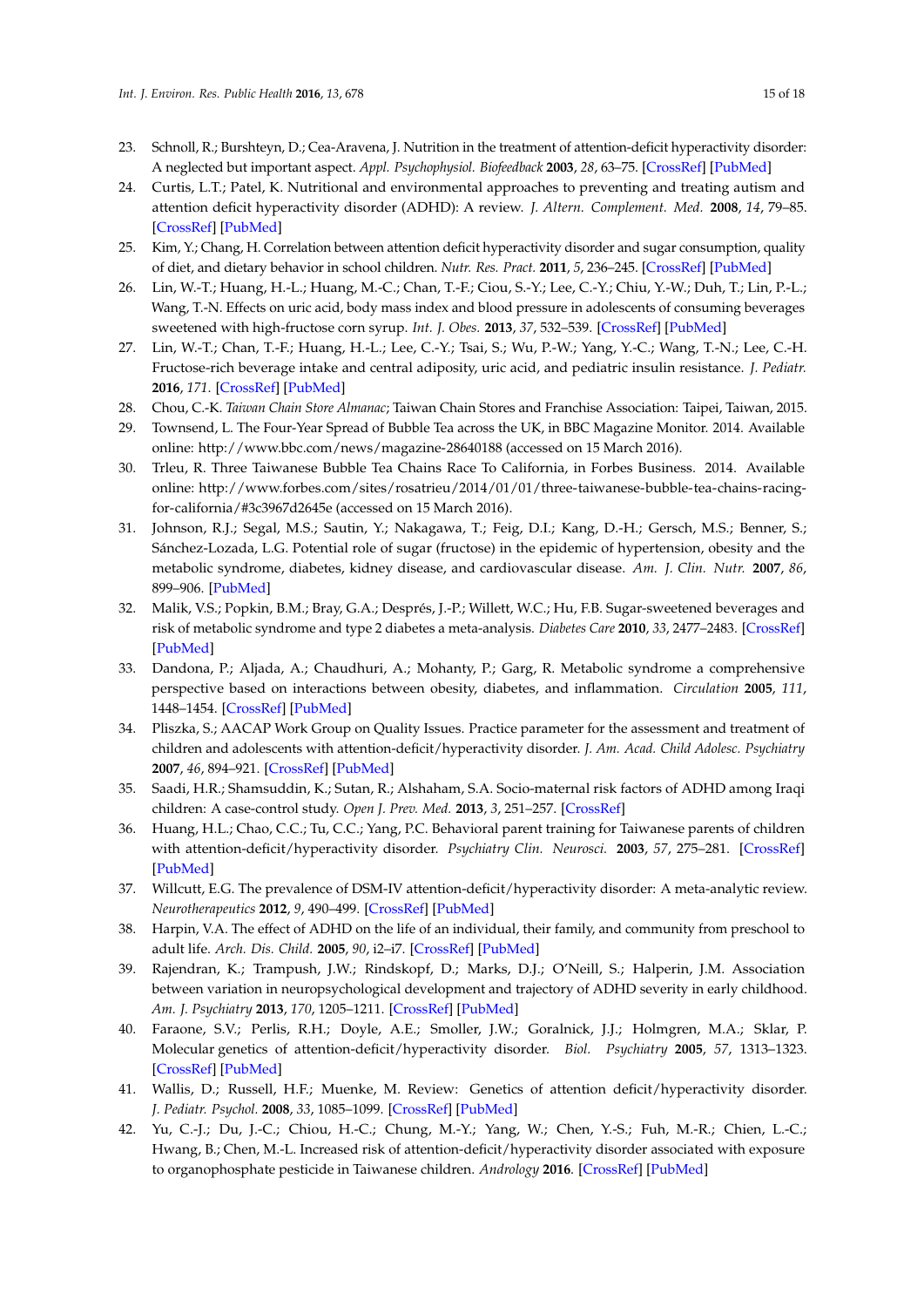23. Schnoll, R.; Burshteyn, D.; Cea-Aravena, J. Nutrition in the treatment of attention-deficit hyperactivity disorder: A neglected but important aspect. *Appl. Psychophysiol. Biofeedback* **2003**, *28*, 63–75. [CrossRef] [PubMed]
24. Curtis, L.T.; Patel, K. Nutritional and environmental approaches to preventing and treating autism and attention deficit hyperactivity disorder (ADHD): A review. *J. Altern. Complement. Med.* **2008**, *14*, 79–85. [CrossRef] [PubMed]
25. Kim, Y.; Chang, H. Correlation between attention deficit hyperactivity disorder and sugar consumption, quality of diet, and dietary behavior in school children. *Nutr. Res. Pract.* **2011**, *5*, 236–245. [CrossRef] [PubMed]
26. Lin, W.-T.; Huang, H.-L.; Huang, M.-C.; Chan, T.-F.; Ciou, S.-Y.; Lee, C.-Y.; Chiu, Y.-W.; Duh, T.; Lin, P.-L.; Wang, T.-N. Effects on uric acid, body mass index and blood pressure in adolescents of consuming beverages sweetened with high-fructose corn syrup. *Int. J. Obes.* **2013**, *37*, 532–539. [CrossRef] [PubMed]
27. Lin, W.-T.; Chan, T.-F.; Huang, H.-L.; Lee, C.-Y.; Tsai, S.; Wu, P.-W.; Yang, Y.-C.; Wang, T.-N.; Lee, C.-H. Fructose-rich beverage intake and central adiposity, uric acid, and pediatric insulin resistance. *J. Pediatr.* **2016**, *171*. [CrossRef] [PubMed]
28. Chou, C.-K. *Taiwan Chain Store Almanac*; Taiwan Chain Stores and Franchise Association: Taipei, Taiwan, 2015.
29. Townsend, L. The Four-Year Spread of Bubble Tea across the UK, in BBC Magazine Monitor. 2014. Available online: http://www.bbc.com/news/magazine-28640188 (accessed on 15 March 2016).
30. Trleu, R. Three Taiwanese Bubble Tea Chains Race To California, in Forbes Business. 2014. Available online: http://www.forbes.com/sites/rosatrieu/2014/01/01/three-taiwanese-bubble-tea-chains-racing-for-california/#3c3967d2645e (accessed on 15 March 2016).
31. Johnson, R.J.; Segal, M.S.; Sautin, Y.; Nakagawa, T.; Feig, D.I.; Kang, D.-H.; Gersch, M.S.; Benner, S.; Sánchez-Lozada, L.G. Potential role of sugar (fructose) in the epidemic of hypertension, obesity and the metabolic syndrome, diabetes, kidney disease, and cardiovascular disease. *Am. J. Clin. Nutr.* **2007**, *86*, 899–906. [PubMed]
32. Malik, V.S.; Popkin, B.M.; Bray, G.A.; Després, J.-P.; Willett, W.C.; Hu, F.B. Sugar-sweetened beverages and risk of metabolic syndrome and type 2 diabetes a meta-analysis. *Diabetes Care* **2010**, *33*, 2477–2483. [CrossRef] [PubMed]
33. Dandona, P.; Aljada, A.; Chaudhuri, A.; Mohanty, P.; Garg, R. Metabolic syndrome a comprehensive perspective based on interactions between obesity, diabetes, and inflammation. *Circulation* **2005**, *111*, 1448–1454. [CrossRef] [PubMed]
34. Pliszka, S.; AACAP Work Group on Quality Issues. Practice parameter for the assessment and treatment of children and adolescents with attention-deficit/hyperactivity disorder. *J. Am. Acad. Child Adolesc. Psychiatry* **2007**, *46*, 894–921. [CrossRef] [PubMed]
35. Saadi, H.R.; Shamsuddin, K.; Sutan, R.; Alshaham, S.A. Socio-maternal risk factors of ADHD among Iraqi children: A case-control study. *Open J. Prev. Med.* **2013**, *3*, 251–257. [CrossRef]
36. Huang, H.L.; Chao, C.C.; Tu, C.C.; Yang, P.C. Behavioral parent training for Taiwanese parents of children with attention-deficit/hyperactivity disorder. *Psychiatry Clin. Neurosci.* **2003**, *57*, 275–281. [CrossRef] [PubMed]
37. Willcutt, E.G. The prevalence of DSM-IV attention-deficit/hyperactivity disorder: A meta-analytic review. *Neurotherapeutics* **2012**, *9*, 490–499. [CrossRef] [PubMed]
38. Harpin, V.A. The effect of ADHD on the life of an individual, their family, and community from preschool to adult life. *Arch. Dis. Child.* **2005**, *90*, i2–i7. [CrossRef] [PubMed]
39. Rajendran, K.; Trampush, J.W.; Rindskopf, D.; Marks, D.J.; O'Neill, S.; Halperin, J.M. Association between variation in neuropsychological development and trajectory of ADHD severity in early childhood. *Am. J. Psychiatry* **2013**, *170*, 1205–1211. [CrossRef] [PubMed]
40. Faraone, S.V.; Perlis, R.H.; Doyle, A.E.; Smoller, J.W.; Goralnick, J.J.; Holmgren, M.A.; Sklar, P. Molecular genetics of attention-deficit/hyperactivity disorder. *Biol. Psychiatry* **2005**, *57*, 1313–1323. [CrossRef] [PubMed]
41. Wallis, D.; Russell, H.F.; Muenke, M. Review: Genetics of attention deficit/hyperactivity disorder. *J. Pediatr. Psychol.* **2008**, *33*, 1085–1099. [CrossRef] [PubMed]
42. Yu, C.-J.; Du, J.-C.; Chiou, H.-C.; Chung, M.-Y.; Yang, W.; Chen, Y.-S.; Fuh, M.-R.; Chien, L.-C.; Hwang, B.; Chen, M.-L. Increased risk of attention-deficit/hyperactivity disorder associated with exposure to organophosphate pesticide in Taiwanese children. *Andrology* **2016**. [CrossRef] [PubMed]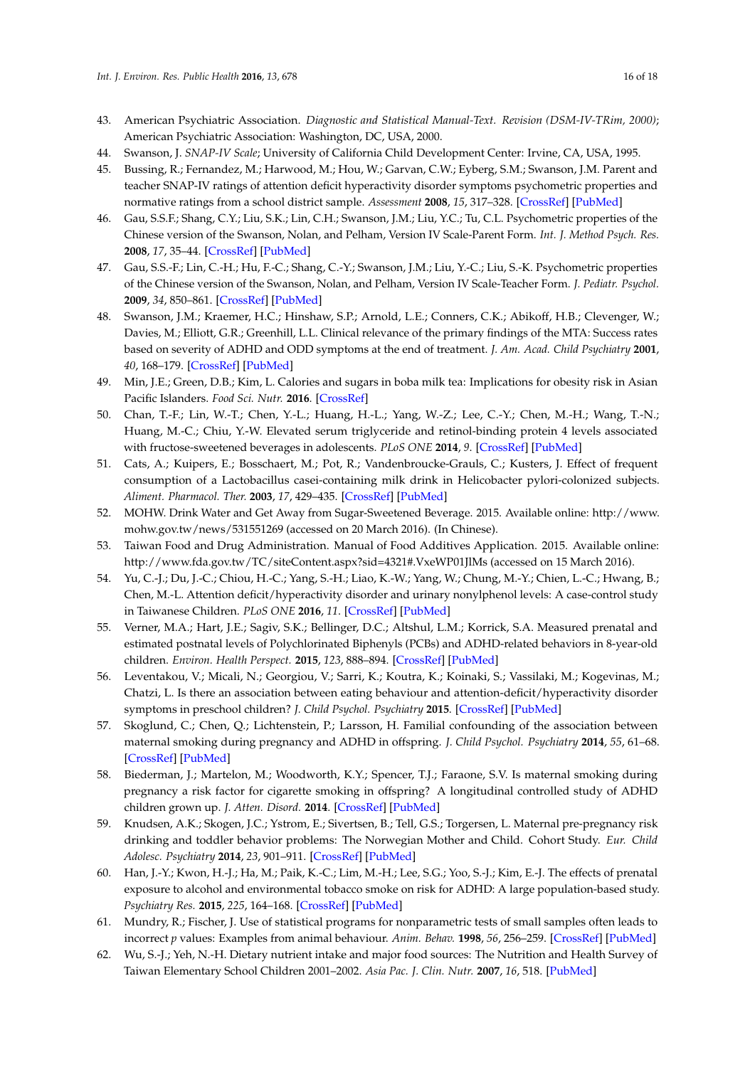43. American Psychiatric Association. *Diagnostic and Statistical Manual-Text. Revision (DSM-IV-TRim, 2000)*; American Psychiatric Association: Washington, DC, USA, 2000.
44. Swanson, J. *SNAP-IV Scale*; University of California Child Development Center: Irvine, CA, USA, 1995.
45. Bussing, R.; Fernandez, M.; Harwood, M.; Hou, W.; Garvan, C.W.; Eyberg, S.M.; Swanson, J.M. Parent and teacher SNAP-IV ratings of attention deficit hyperactivity disorder symptoms psychometric properties and normative ratings from a school district sample. *Assessment* **2008**, *15*, 317–328. [CrossRef] [PubMed]
46. Gau, S.S.F.; Shang, C.Y.; Liu, S.K.; Lin, C.H.; Swanson, J.M.; Liu, Y.C.; Tu, C.L. Psychometric properties of the Chinese version of the Swanson, Nolan, and Pelham, Version IV Scale-Parent Form. *Int. J. Method Psych. Res.* **2008**, *17*, 35–44. [CrossRef] [PubMed]
47. Gau, S.S.-F.; Lin, C.-H.; Hu, F.-C.; Shang, C.-Y.; Swanson, J.M.; Liu, Y.-C.; Liu, S.-K. Psychometric properties of the Chinese version of the Swanson, Nolan, and Pelham, Version IV Scale-Teacher Form. *J. Pediatr. Psychol.* **2009**, *34*, 850–861. [CrossRef] [PubMed]
48. Swanson, J.M.; Kraemer, H.C.; Hinshaw, S.P.; Arnold, L.E.; Conners, C.K.; Abikoff, H.B.; Clevenger, W.; Davies, M.; Elliott, G.R.; Greenhill, L.L. Clinical relevance of the primary findings of the MTA: Success rates based on severity of ADHD and ODD symptoms at the end of treatment. *J. Am. Acad. Child Psychiatry* **2001**, *40*, 168–179. [CrossRef] [PubMed]
49. Min, J.E.; Green, D.B.; Kim, L. Calories and sugars in boba milk tea: Implications for obesity risk in Asian Pacific Islanders. *Food Sci. Nutr.* **2016**. [CrossRef]
50. Chan, T.-F.; Lin, W.-T.; Chen, Y.-L.; Huang, H.-L.; Yang, W.-Z.; Lee, C.-Y.; Chen, M.-H.; Wang, T.-N.; Huang, M.-C.; Chiu, Y.-W. Elevated serum triglyceride and retinol-binding protein 4 levels associated with fructose-sweetened beverages in adolescents. *PLoS ONE* **2014**, *9*. [CrossRef] [PubMed]
51. Cats, A.; Kuipers, E.; Bosschaert, M.; Pot, R.; Vandenbroucke-Grauls, C.; Kusters, J. Effect of frequent consumption of a Lactobacillus casei-containing milk drink in Helicobacter pylori-colonized subjects. *Aliment. Pharmacol. Ther.* **2003**, *17*, 429–435. [CrossRef] [PubMed]
52. MOHW. Drink Water and Get Away from Sugar-Sweetened Beverage. 2015. Available online: http://www.mohw.gov.tw/news/531551269 (accessed on 20 March 2016). (In Chinese).
53. Taiwan Food and Drug Administration. Manual of Food Additives Application. 2015. Available online: http://www.fda.gov.tw/TC/siteContent.aspx?sid=4321#.VxeWP01JlMs (accessed on 15 March 2016).
54. Yu, C.-J.; Du, J.-C.; Chiou, H.-C.; Yang, S.-H.; Liao, K.-W.; Yang, W.; Chung, M.-Y.; Chien, L.-C.; Hwang, B.; Chen, M.-L. Attention deficit/hyperactivity disorder and urinary nonylphenol levels: A case-control study in Taiwanese Children. *PLoS ONE* **2016**, *11*. [CrossRef] [PubMed]
55. Verner, M.A.; Hart, J.E.; Sagiv, S.K.; Bellinger, D.C.; Altshul, L.M.; Korrick, S.A. Measured prenatal and estimated postnatal levels of Polychlorinated Biphenyls (PCBs) and ADHD-related behaviors in 8-year-old children. *Environ. Health Perspect.* **2015**, *123*, 888–894. [CrossRef] [PubMed]
56. Leventakou, V.; Micali, N.; Georgiou, V.; Sarri, K.; Koutra, K.; Koinaki, S.; Vassilaki, M.; Kogevinas, M.; Chatzi, L. Is there an association between eating behaviour and attention-deficit/hyperactivity disorder symptoms in preschool children? *J. Child Psychol. Psychiatry* **2015**. [CrossRef] [PubMed]
57. Skoglund, C.; Chen, Q.; Lichtenstein, P.; Larsson, H. Familial confounding of the association between maternal smoking during pregnancy and ADHD in offspring. *J. Child Psychol. Psychiatry* **2014**, *55*, 61–68. [CrossRef] [PubMed]
58. Biederman, J.; Martelon, M.; Woodworth, K.Y.; Spencer, T.J.; Faraone, S.V. Is maternal smoking during pregnancy a risk factor for cigarette smoking in offspring? A longitudinal controlled study of ADHD children grown up. *J. Atten. Disord.* **2014**. [CrossRef] [PubMed]
59. Knudsen, A.K.; Skogen, J.C.; Ystrom, E.; Sivertsen, B.; Tell, G.S.; Torgersen, L. Maternal pre-pregnancy risk drinking and toddler behavior problems: The Norwegian Mother and Child. Cohort Study. *Eur. Child Adolesc. Psychiatry* **2014**, *23*, 901–911. [CrossRef] [PubMed]
60. Han, J.-Y.; Kwon, H.-J.; Ha, M.; Paik, K.-C.; Lim, M.-H.; Lee, S.G.; Yoo, S.-J.; Kim, E.-J. The effects of prenatal exposure to alcohol and environmental tobacco smoke on risk for ADHD: A large population-based study. *Psychiatry Res.* **2015**, *225*, 164–168. [CrossRef] [PubMed]
61. Mundry, R.; Fischer, J. Use of statistical programs for nonparametric tests of small samples often leads to incorrect *p* values: Examples from animal behaviour. *Anim. Behav.* **1998**, *56*, 256–259. [CrossRef] [PubMed]
62. Wu, S.-J.; Yeh, N.-H. Dietary nutrient intake and major food sources: The Nutrition and Health Survey of Taiwan Elementary School Children 2001–2002. *Asia Pac. J. Clin. Nutr.* **2007**, *16*, 518. [PubMed]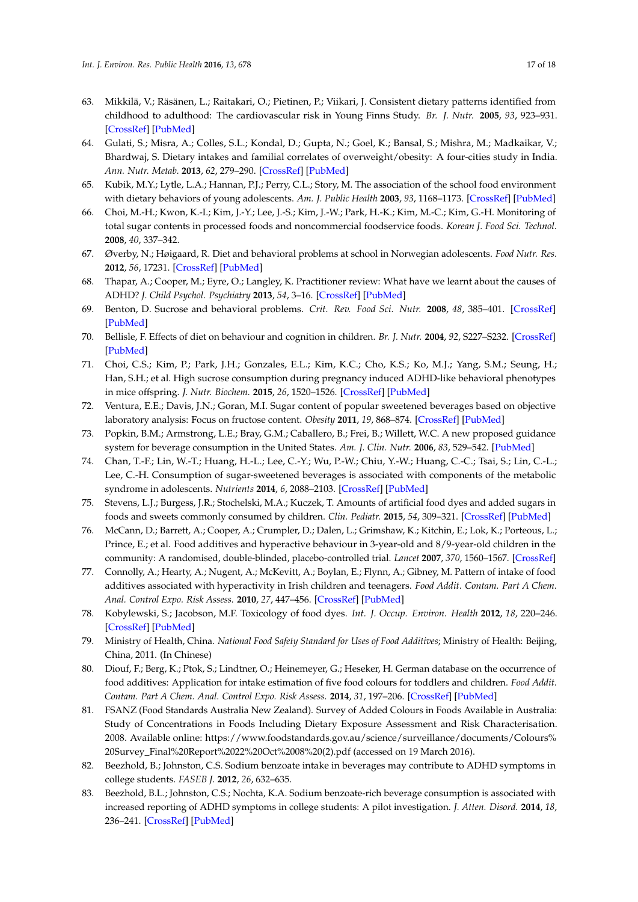63. Mikkilä, V.; Räsänen, L.; Raitakari, O.; Pietinen, P.; Viikari, J. Consistent dietary patterns identified from childhood to adulthood: The cardiovascular risk in Young Finns Study. *Br. J. Nutr.* **2005**, *93*, 923–931. [CrossRef] [PubMed]
64. Gulati, S.; Misra, A.; Colles, S.L.; Kondal, D.; Gupta, N.; Goel, K.; Bansal, S.; Mishra, M.; Madkaikar, V.; Bhardwaj, S. Dietary intakes and familial correlates of overweight/obesity: A four-cities study in India. *Ann. Nutr. Metab.* **2013**, *62*, 279–290. [CrossRef] [PubMed]
65. Kubik, M.Y.; Lytle, L.A.; Hannan, P.J.; Perry, C.L.; Story, M. The association of the school food environment with dietary behaviors of young adolescents. *Am. J. Public Health* **2003**, *93*, 1168–1173. [CrossRef] [PubMed]
66. Choi, M.-H.; Kwon, K.-I.; Kim, J.-Y.; Lee, J.-S.; Kim, J.-W.; Park, H.-K.; Kim, M.-C.; Kim, G.-H. Monitoring of total sugar contents in processed foods and noncommercial foodservice foods. *Korean J. Food Sci. Technol.* **2008**, *40*, 337–342.
67. Øverby, N.; Høigaard, R. Diet and behavioral problems at school in Norwegian adolescents. *Food Nutr. Res.* **2012**, *56*, 17231. [CrossRef] [PubMed]
68. Thapar, A.; Cooper, M.; Eyre, O.; Langley, K. Practitioner review: What have we learnt about the causes of ADHD? *J. Child Psychol. Psychiatry* **2013**, *54*, 3–16. [CrossRef] [PubMed]
69. Benton, D. Sucrose and behavioral problems. *Crit. Rev. Food Sci. Nutr.* **2008**, *48*, 385–401. [CrossRef] [PubMed]
70. Bellisle, F. Effects of diet on behaviour and cognition in children. *Br. J. Nutr.* **2004**, *92*, S227–S232. [CrossRef] [PubMed]
71. Choi, C.S.; Kim, P.; Park, J.H.; Gonzales, E.L.; Kim, K.C.; Cho, K.S.; Ko, M.J.; Yang, S.M.; Seung, H.; Han, S.H.; et al. High sucrose consumption during pregnancy induced ADHD-like behavioral phenotypes in mice offspring. *J. Nutr. Biochem.* **2015**, *26*, 1520–1526. [CrossRef] [PubMed]
72. Ventura, E.E.; Davis, J.N.; Goran, M.I. Sugar content of popular sweetened beverages based on objective laboratory analysis: Focus on fructose content. *Obesity* **2011**, *19*, 868–874. [CrossRef] [PubMed]
73. Popkin, B.M.; Armstrong, L.E.; Bray, G.M.; Caballero, B.; Frei, B.; Willett, W.C. A new proposed guidance system for beverage consumption in the United States. *Am. J. Clin. Nutr.* **2006**, *83*, 529–542. [PubMed]
74. Chan, T.-F.; Lin, W.-T.; Huang, H.-L.; Lee, C.-Y.; Wu, P.-W.; Chiu, Y.-W.; Huang, C.-C.; Tsai, S.; Lin, C.-L.; Lee, C.-H. Consumption of sugar-sweetened beverages is associated with components of the metabolic syndrome in adolescents. *Nutrients* **2014**, *6*, 2088–2103. [CrossRef] [PubMed]
75. Stevens, L.J.; Burgess, J.R.; Stochelski, M.A.; Kuczek, T. Amounts of artificial food dyes and added sugars in foods and sweets commonly consumed by children. *Clin. Pediatr.* **2015**, *54*, 309–321. [CrossRef] [PubMed]
76. McCann, D.; Barrett, A.; Cooper, A.; Crumpler, D.; Dalen, L.; Grimshaw, K.; Kitchin, E.; Lok, K.; Porteous, L.; Prince, E.; et al. Food additives and hyperactive behaviour in 3-year-old and 8/9-year-old children in the community: A randomised, double-blinded, placebo-controlled trial. *Lancet* **2007**, *370*, 1560–1567. [CrossRef]
77. Connolly, A.; Hearty, A.; Nugent, A.; McKevitt, A.; Boylan, E.; Flynn, A.; Gibney, M. Pattern of intake of food additives associated with hyperactivity in Irish children and teenagers. *Food Addit. Contam. Part A Chem. Anal. Control Expo. Risk Assess.* **2010**, *27*, 447–456. [CrossRef] [PubMed]
78. Kobylewski, S.; Jacobson, M.F. Toxicology of food dyes. *Int. J. Occup. Environ. Health* **2012**, *18*, 220–246. [CrossRef] [PubMed]
79. Ministry of Health, China. *National Food Safety Standard for Uses of Food Additives*; Ministry of Health: Beijing, China, 2011. (In Chinese)
80. Diouf, F.; Berg, K.; Ptok, S.; Lindtner, O.; Heinemeyer, G.; Heseker, H. German database on the occurrence of food additives: Application for intake estimation of five food colours for toddlers and children. *Food Addit. Contam. Part A Chem. Anal. Control Expo. Risk Assess.* **2014**, *31*, 197–206. [CrossRef] [PubMed]
81. FSANZ (Food Standards Australia New Zealand). Survey of Added Colours in Foods Available in Australia: Study of Concentrations in Foods Including Dietary Exposure Assessment and Risk Characterisation. 2008. Available online: https://www.foodstandards.gov.au/science/surveillance/documents/Colours%20Survey_Final%20Report%2022%20Oct%2008%20(2).pdf (accessed on 19 March 2016).
82. Beezhold, B.; Johnston, C.S. Sodium benzoate intake in beverages may contribute to ADHD symptoms in college students. *FASEB J.* **2012**, *26*, 632–635.
83. Beezhold, B.L.; Johnston, C.S.; Nochta, K.A. Sodium benzoate-rich beverage consumption is associated with increased reporting of ADHD symptoms in college students: A pilot investigation. *J. Atten. Disord.* **2014**, *18*, 236–241. [CrossRef] [PubMed]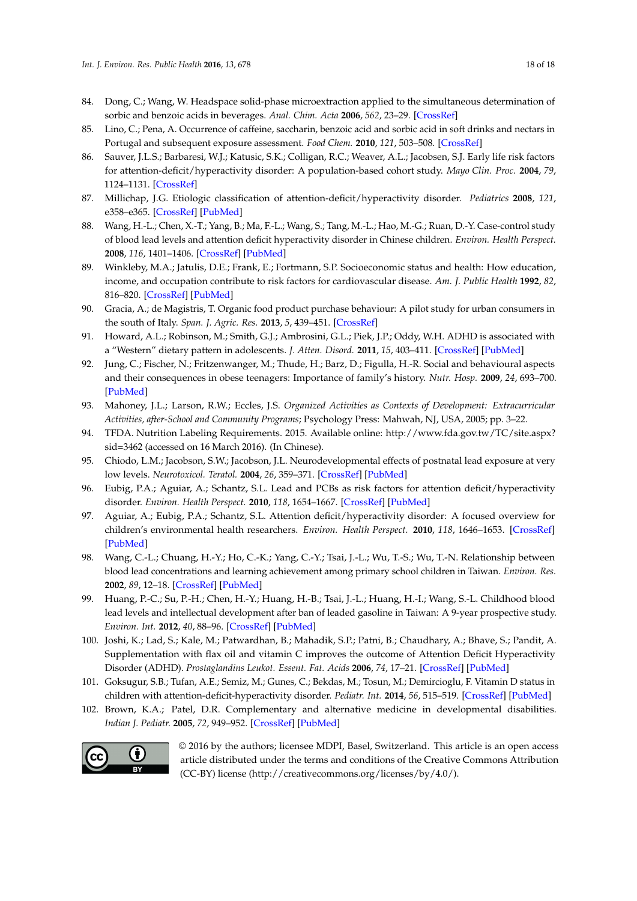84. Dong, C.; Wang, W. Headspace solid-phase microextraction applied to the simultaneous determination of sorbic and benzoic acids in beverages. *Anal. Chim. Acta* **2006**, *562*, 23–29. [CrossRef]
85. Lino, C.; Pena, A. Occurrence of caffeine, saccharin, benzoic acid and sorbic acid in soft drinks and nectars in Portugal and subsequent exposure assessment. *Food Chem.* **2010**, *121*, 503–508. [CrossRef]
86. Sauver, J.L.S.; Barbaresi, W.J.; Katusic, S.K.; Colligan, R.C.; Weaver, A.L.; Jacobsen, S.J. Early life risk factors for attention-deficit/hyperactivity disorder: A population-based cohort study. *Mayo Clin. Proc.* **2004**, *79*, 1124–1131. [CrossRef]
87. Millichap, J.G. Etiologic classification of attention-deficit/hyperactivity disorder. *Pediatrics* **2008**, *121*, e358–e365. [CrossRef] [PubMed]
88. Wang, H.-L.; Chen, X.-T.; Yang, B.; Ma, F.-L.; Wang, S.; Tang, M.-L.; Hao, M.-G.; Ruan, D.-Y. Case-control study of blood lead levels and attention deficit hyperactivity disorder in Chinese children. *Environ. Health Perspect.* **2008**, *116*, 1401–1406. [CrossRef] [PubMed]
89. Winkleby, M.A.; Jatulis, D.E.; Frank, E.; Fortmann, S.P. Socioeconomic status and health: How education, income, and occupation contribute to risk factors for cardiovascular disease. *Am. J. Public Health* **1992**, *82*, 816–820. [CrossRef] [PubMed]
90. Gracia, A.; de Magistris, T. Organic food product purchase behaviour: A pilot study for urban consumers in the south of Italy. *Span. J. Agric. Res.* **2013**, *5*, 439–451. [CrossRef]
91. Howard, A.L.; Robinson, M.; Smith, G.J.; Ambrosini, G.L.; Piek, J.P.; Oddy, W.H. ADHD is associated with a "Western" dietary pattern in adolescents. *J. Atten. Disord.* **2011**, *15*, 403–411. [CrossRef] [PubMed]
92. Jung, C.; Fischer, N.; Fritzenwanger, M.; Thude, H.; Barz, D.; Figulla, H.-R. Social and behavioural aspects and their consequences in obese teenagers: Importance of family's history. *Nutr. Hosp.* **2009**, *24*, 693–700. [PubMed]
93. Mahoney, J.L.; Larson, R.W.; Eccles, J.S. *Organized Activities as Contexts of Development: Extracurricular Activities, after-School and Community Programs*; Psychology Press: Mahwah, NJ, USA, 2005; pp. 3–22.
94. TFDA. Nutrition Labeling Requirements. 2015. Available online: http://www.fda.gov.tw/TC/site.aspx?sid=3462 (accessed on 16 March 2016). (In Chinese).
95. Chiodo, L.M.; Jacobson, S.W.; Jacobson, J.L. Neurodevelopmental effects of postnatal lead exposure at very low levels. *Neurotoxicol. Teratol.* **2004**, *26*, 359–371. [CrossRef] [PubMed]
96. Eubig, P.A.; Aguiar, A.; Schantz, S.L. Lead and PCBs as risk factors for attention deficit/hyperactivity disorder. *Environ. Health Perspect.* **2010**, *118*, 1654–1667. [CrossRef] [PubMed]
97. Aguiar, A.; Eubig, P.A.; Schantz, S.L. Attention deficit/hyperactivity disorder: A focused overview for children's environmental health researchers. *Environ. Health Perspect.* **2010**, *118*, 1646–1653. [CrossRef] [PubMed]
98. Wang, C.-L.; Chuang, H.-Y.; Ho, C.-K.; Yang, C.-Y.; Tsai, J.-L.; Wu, T.-S.; Wu, T.-N. Relationship between blood lead concentrations and learning achievement among primary school children in Taiwan. *Environ. Res.* **2002**, *89*, 12–18. [CrossRef] [PubMed]
99. Huang, P.-C.; Su, P.-H.; Chen, H.-Y.; Huang, H.-B.; Tsai, J.-L.; Huang, H.-I.; Wang, S.-L. Childhood blood lead levels and intellectual development after ban of leaded gasoline in Taiwan: A 9-year prospective study. *Environ. Int.* **2012**, *40*, 88–96. [CrossRef] [PubMed]
100. Joshi, K.; Lad, S.; Kale, M.; Patwardhan, B.; Mahadik, S.P.; Patni, B.; Chaudhary, A.; Bhave, S.; Pandit, A. Supplementation with flax oil and vitamin C improves the outcome of Attention Deficit Hyperactivity Disorder (ADHD). *Prostaglandins Leukot. Essent. Fat. Acids* **2006**, *74*, 17–21. [CrossRef] [PubMed]
101. Goksugur, S.B.; Tufan, A.E.; Semiz, M.; Gunes, C.; Bekdas, M.; Tosun, M.; Demircioglu, F. Vitamin D status in children with attention-deficit-hyperactivity disorder. *Pediatr. Int.* **2014**, *56*, 515–519. [CrossRef] [PubMed]
102. Brown, K.A.; Patel, D.R. Complementary and alternative medicine in developmental disabilities. *Indian J. Pediatr.* **2005**, *72*, 949–952. [CrossRef] [PubMed]

© 2016 by the authors; licensee MDPI, Basel, Switzerland. This article is an open access article distributed under the terms and conditions of the Creative Commons Attribution (CC-BY) license (http://creativecommons.org/licenses/by/4.0/).